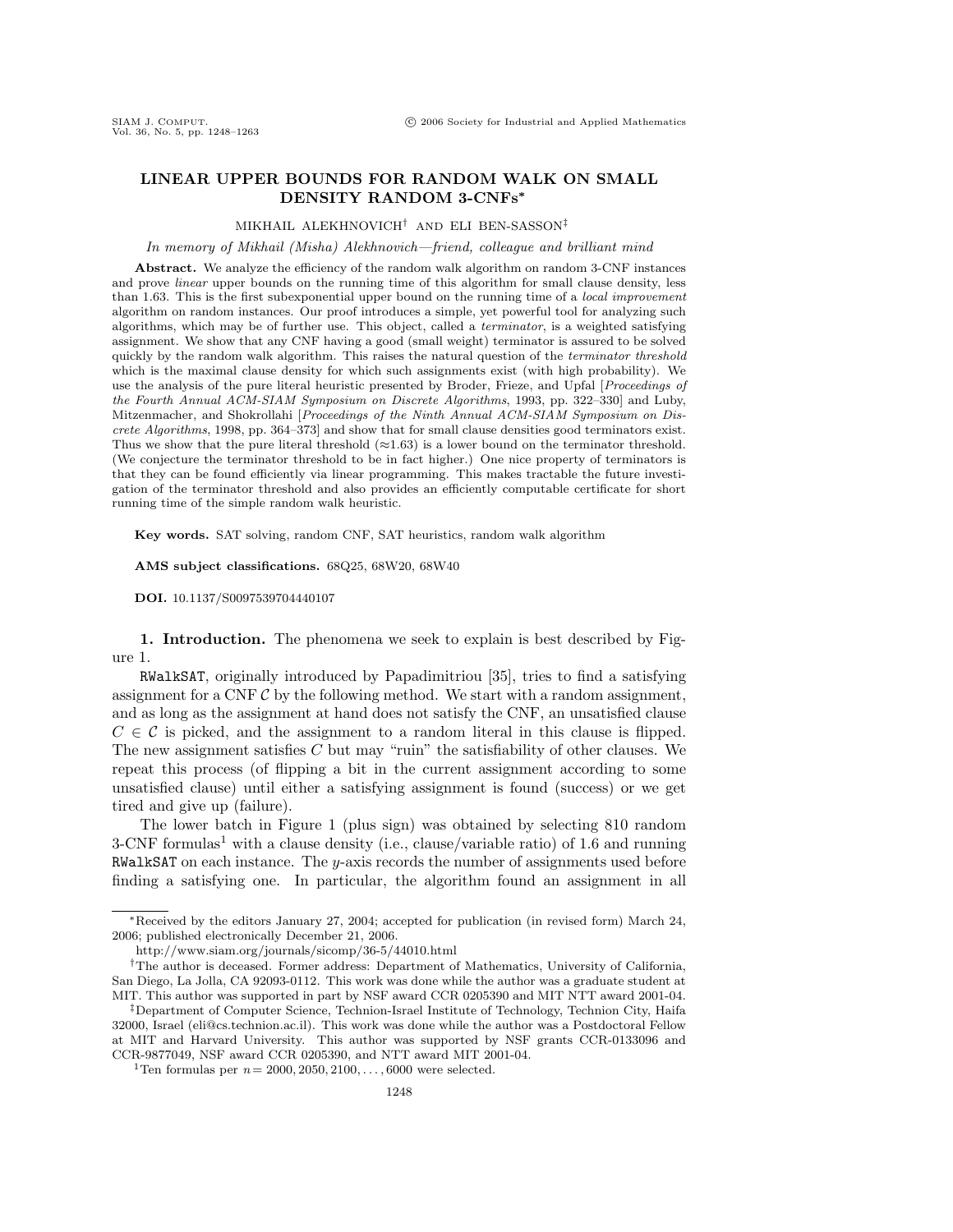# LINEAR UPPER BOUNDS FOR RANDOM WALK ON SMALL DENSITY RANDOM 3-CNFs*

MIKHAIL ALEKHNOVICH† AND ELI BEN-SASSON‡

*In memory of Mikhail (Misha) Alekhnovich—friend, colleague and brilliant mind*

**Abstract.** We analyze the efficiency of the random walk algorithm on random 3-CNF instances and prove *linear* upper bounds on the running time of this algorithm for small clause density, less than 1.63. This is the first subexponential upper bound on the running time of a *local improvement* algorithm on random instances. Our proof introduces a simple, yet powerful tool for analyzing such algorithms, which may be of further use. This object, called a *terminator*, is a weighted satisfying assignment. We show that any CNF having a good (small weight) terminator is assured to be solved quickly by the random walk algorithm. This raises the natural question of the *terminator threshold* which is the maximal clause density for which such assignments exist (with high probability). We use the analysis of the pure literal heuristic presented by Broder, Frieze, and Upfal [*Proceedings of the Fourth Annual ACM-SIAM Symposium on Discrete Algorithms*, 1993, pp. 322–330] and Luby, Mitzenmacher, and Shokrollahi [*Proceedings of the Ninth Annual ACM-SIAM Symposium on Discrete Algorithms*, 1998, pp. 364–373] and show that for small clause densities good terminators exist. Thus we show that the pure literal threshold (≈1.63) is a lower bound on the terminator threshold. (We conjecture the terminator threshold to be in fact higher.) One nice property of terminators is that they can be found efficiently via linear programming. This makes tractable the future investigation of the terminator threshold and also provides an efficiently computable certificate for short running time of the simple random walk heuristic.

**Key words.** SAT solving, random CNF, SAT heuristics, random walk algorithm

**AMS subject classifications.** 68Q25, 68W20, 68W40

**DOI.** 10.1137/S0097539704440107

## 1. Introduction.

The phenomena we seek to explain is best described by Figure 1.

RWalkSAT, originally introduced by Papadimitriou [35], tries to find a satisfying assignment for a CNF $\mathcal{C}$ by the following method. We start with a random assignment, and as long as the assignment at hand does not satisfy the CNF, an unsatisfied clause $C \in \mathcal{C}$ is picked, and the assignment to a random literal in this clause is flipped. The new assignment satisfies $C$ but may "ruin" the satisfiability of other clauses. We repeat this process (of flipping a bit in the current assignment according to some unsatisfied clause) until either a satisfying assignment is found (success) or we get tired and give up (failure).

The lower batch in Figure 1 (plus sign) was obtained by selecting 810 random 3-CNF formulas[1] with a clause density (i.e., clause/variable ratio) of 1.6 and running RWalkSAT on each instance. The $y$-axis records the number of assignments used before finding a satisfying one. In particular, the algorithm found an assignment in all

---

*Received by the editors January 27, 2004; accepted for publication (in revised form) March 24, 2006; published electronically December 21, 2006.

http://www.siam.org/journals/sicomp/36-5/44010.html

†The author is deceased. Former address: Department of Mathematics, University of California, San Diego, La Jolla, CA 92093-0112. This work was done while the author was a graduate student at MIT. This author was supported in part by NSF award CCR 0205390 and MIT NTT award 2001-04.

‡Department of Computer Science, Technion-Israel Institute of Technology, Technion City, Haifa 32000, Israel (eli@cs.technion.ac.il). This work was done while the author was a Postdoctoral Fellow at MIT and Harvard University. This author was supported by NSF grants CCR-0133096 and CCR-9877049, NSF award CCR 0205390, and NTT award MIT 2001-04.

[1] Ten formulas per $n = 2000, 2050, 2100, \ldots, 6000$ were selected.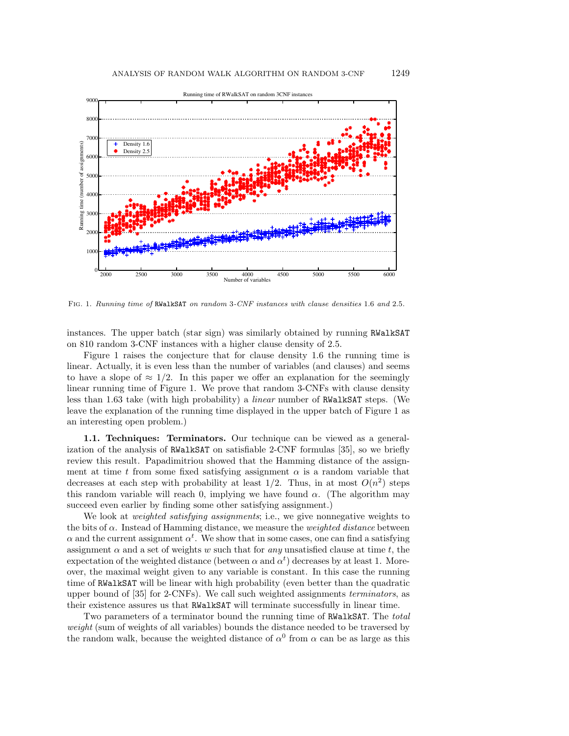Fig. 1. *Running time of* `RWalkSAT` *on random* 3*-CNF instances with clause densities* 1.6 *and* 2.5*.*

instances. The upper batch (star sign) was similarly obtained by running `RWalkSAT` on 810 random 3-CNF instances with a higher clause density of 2.5.

Figure 1 raises the conjecture that for clause density 1.6 the running time is linear. Actually, it is even less than the number of variables (and clauses) and seems to have a slope of $\approx 1/2$. In this paper we offer an explanation for the seemingly linear running time of Figure 1. We prove that random 3-CNFs with clause density less than 1.63 take (with high probability) a *linear* number of `RWalkSAT` steps. (We leave the explanation of the running time displayed in the upper batch of Figure 1 as an interesting open problem.)

**1.1. Techniques: Terminators.** Our technique can be viewed as a generalization of the analysis of `RWalkSAT` on satisfiable 2-CNF formulas [35], so we briefly review this result. Papadimitriou showed that the Hamming distance of the assignment at time $t$ from some fixed satisfying assignment $\alpha$ is a random variable that decreases at each step with probability at least 1/2. Thus, in at most $O(n^2)$ steps this random variable will reach 0, implying we have found $\alpha$. (The algorithm may succeed even earlier by finding some other satisfying assignment.)

We look at *weighted satisfying assignments*; i.e., we give nonnegative weights to the bits of $\alpha$. Instead of Hamming distance, we measure the *weighted distance* between $\alpha$ and the current assignment $\alpha^t$. We show that in some cases, one can find a satisfying assignment $\alpha$ and a set of weights $w$ such that for *any* unsatisfied clause at time $t$, the expectation of the weighted distance (between $\alpha$ and $\alpha^t$) decreases by at least 1. Moreover, the maximal weight given to any variable is constant. In this case the running time of `RWalkSAT` will be linear with high probability (even better than the quadratic upper bound of [35] for 2-CNFs). We call such weighted assignments *terminators*, as their existence assures us that `RWalkSAT` will terminate successfully in linear time.

Two parameters of a terminator bound the running time of `RWalkSAT`. The *total weight* (sum of weights of all variables) bounds the distance needed to be traversed by the random walk, because the weighted distance of $\alpha^0$ from $\alpha$ can be as large as this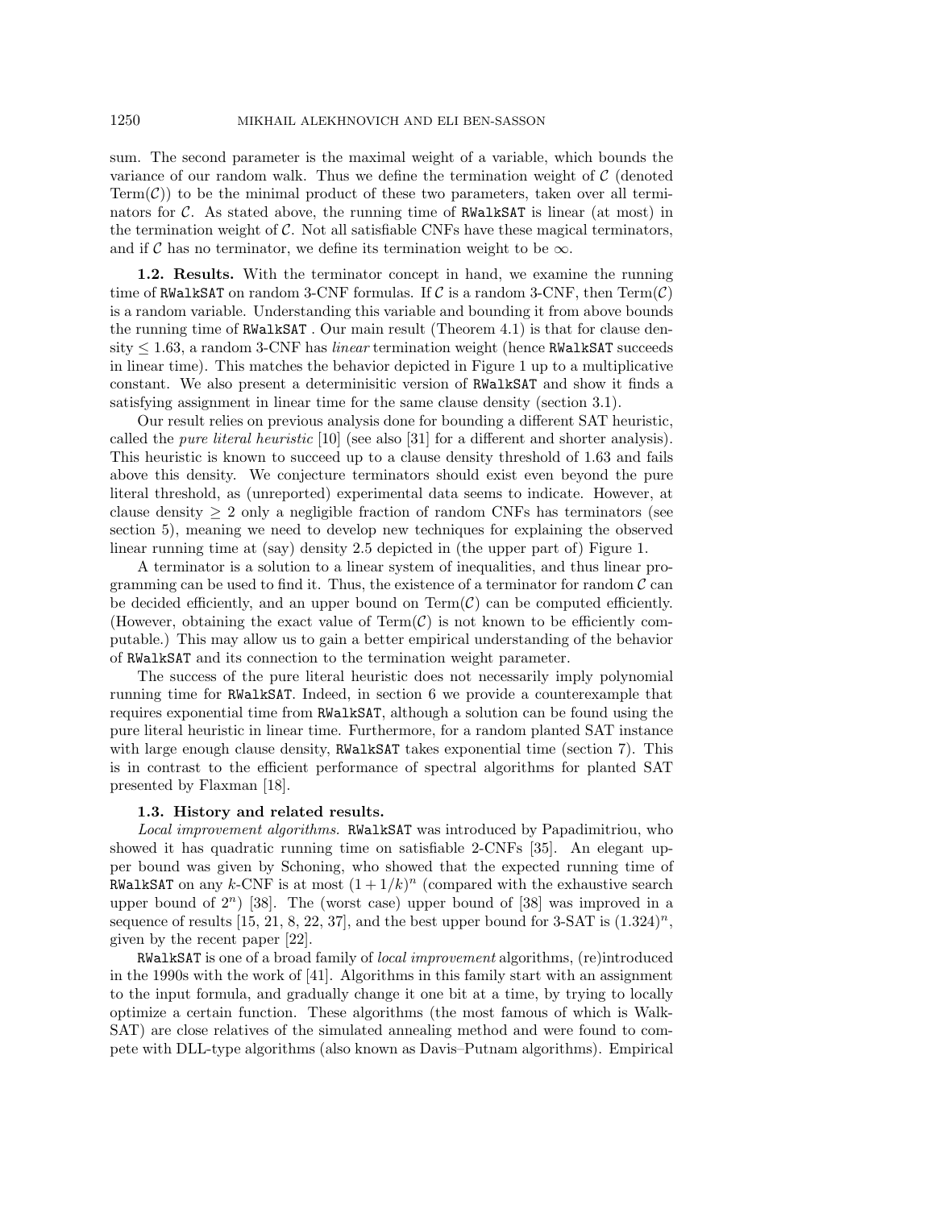sum. The second parameter is the maximal weight of a variable, which bounds the variance of our random walk. Thus we define the termination weight of $\mathcal{C}$ (denoted $\text{Term}(\mathcal{C})$) to be the minimal product of these two parameters, taken over all terminators for $\mathcal{C}$. As stated above, the running time of `RWalkSAT` is linear (at most) in the termination weight of $\mathcal{C}$. Not all satisfiable CNFs have these magical terminators, and if $\mathcal{C}$ has no terminator, we define its termination weight to be $\infty$.

**1.2. Results.** With the terminator concept in hand, we examine the running time of `RWalkSAT` on random 3-CNF formulas. If $\mathcal{C}$ is a random 3-CNF, then $\text{Term}(\mathcal{C})$ is a random variable. Understanding this variable and bounding it from above bounds the running time of `RWalkSAT` . Our main result (Theorem 4.1) is that for clause density $\leq 1.63$, a random 3-CNF has *linear* termination weight (hence `RWalkSAT` succeeds in linear time). This matches the behavior depicted in Figure 1 up to a multiplicative constant. We also present a deterministic version of `RWalkSAT` and show it finds a satisfying assignment in linear time for the same clause density (section 3.1).

Our result relies on previous analysis done for bounding a different SAT heuristic, called the *pure literal heuristic* [10] (see also [31] for a different and shorter analysis). This heuristic is known to succeed up to a clause density threshold of 1.63 and fails above this density. We conjecture terminators should exist even beyond the pure literal threshold, as (unreported) experimental data seems to indicate. However, at clause density $\geq 2$ only a negligible fraction of random CNFs has terminators (see section 5), meaning we need to develop new techniques for explaining the observed linear running time at (say) density 2.5 depicted in (the upper part of) Figure 1.

A terminator is a solution to a linear system of inequalities, and thus linear programming can be used to find it. Thus, the existence of a terminator for random $\mathcal{C}$ can be decided efficiently, and an upper bound on $\text{Term}(\mathcal{C})$ can be computed efficiently. (However, obtaining the exact value of $\text{Term}(\mathcal{C})$ is not known to be efficiently computable.) This may allow us to gain a better empirical understanding of the behavior of `RWalkSAT` and its connection to the termination weight parameter.

The success of the pure literal heuristic does not necessarily imply polynomial running time for `RWalkSAT`. Indeed, in section 6 we provide a counterexample that requires exponential time from `RWalkSAT`, although a solution can be found using the pure literal heuristic in linear time. Furthermore, for a random planted SAT instance with large enough clause density, `RWalkSAT` takes exponential time (section 7). This is in contrast to the efficient performance of spectral algorithms for planted SAT presented by Flaxman [18].

**1.3. History and related results.**

*Local improvement algorithms.* `RWalkSAT` was introduced by Papadimitriou, who showed it has quadratic running time on satisfiable 2-CNFs [35]. An elegant upper bound was given by Schoning, who showed that the expected running time of `RWalkSAT` on any $k$-CNF is at most $(1+1/k)^n$ (compared with the exhaustive search upper bound of $2^n$) [38]. The (worst case) upper bound of [38] was improved in a sequence of results [15, 21, 8, 22, 37], and the best upper bound for 3-SAT is $(1.324)^n$, given by the recent paper [22].

`RWalkSAT` is one of a broad family of *local improvement* algorithms, (re)introduced in the 1990s with the work of [41]. Algorithms in this family start with an assignment to the input formula, and gradually change it one bit at a time, by trying to locally optimize a certain function. These algorithms (the most famous of which is WalkSAT) are close relatives of the simulated annealing method and were found to compete with DLL-type algorithms (also known as Davis–Putnam algorithms). Empirical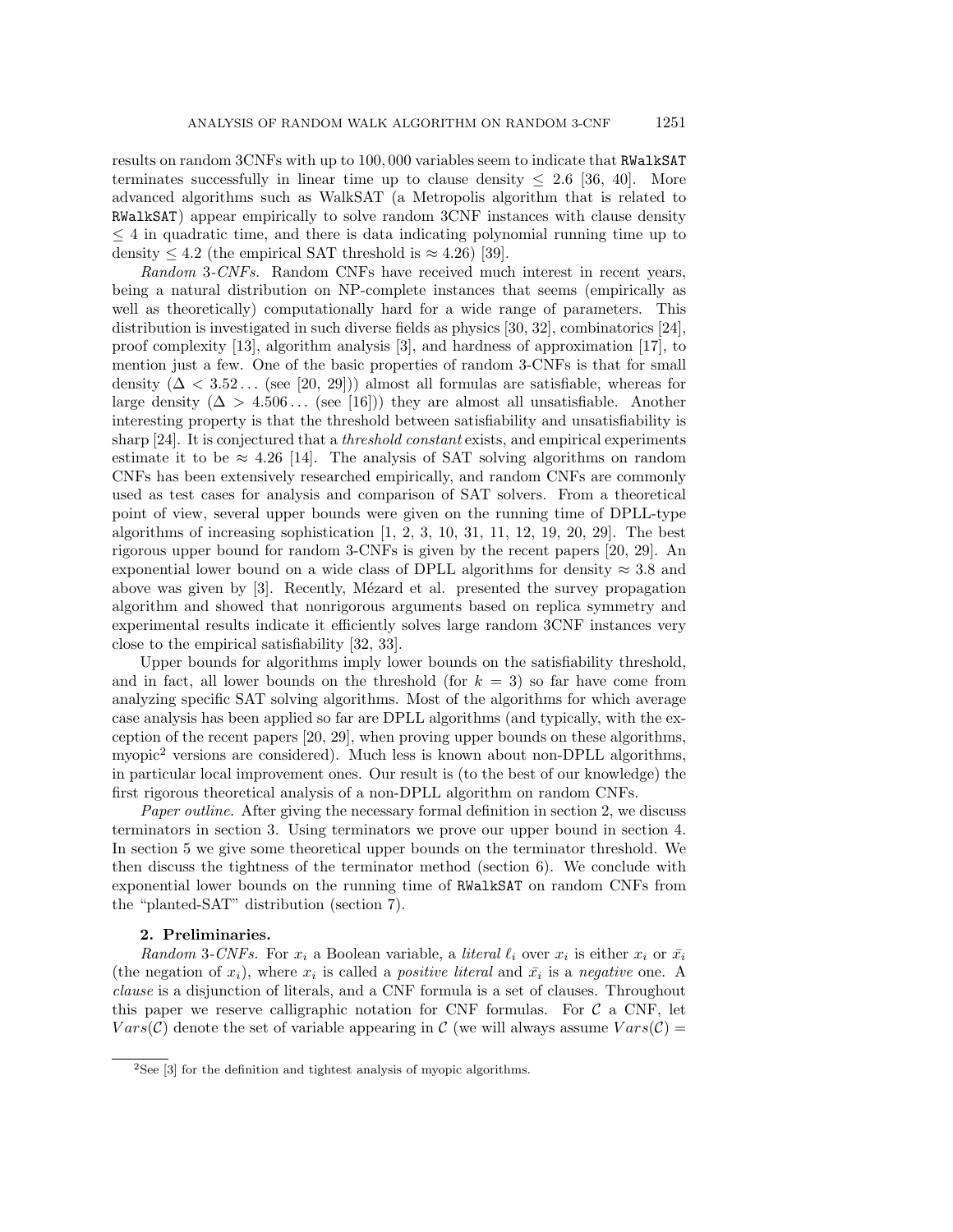results on random 3CNFs with up to 100,000 variables seem to indicate that RWalkSAT terminates successfully in linear time up to clause density $\leq 2.6$ [36, 40]. More advanced algorithms such as WalkSAT (a Metropolis algorithm that is related to RWalkSAT) appear empirically to solve random 3CNF instances with clause density $\leq 4$ in quadratic time, and there is data indicating polynomial running time up to density $\leq 4.2$ (the empirical SAT threshold is $\approx 4.26$) [39].

*Random* 3*-CNFs.* Random CNFs have received much interest in recent years, being a natural distribution on NP-complete instances that seems (empirically as well as theoretically) computationally hard for a wide range of parameters. This distribution is investigated in such diverse fields as physics [30, 32], combinatorics [24], proof complexity [13], algorithm analysis [3], and hardness of approximation [17], to mention just a few. One of the basic properties of random 3-CNFs is that for small density ($\Delta < 3.52\ldots$ (see [20, 29])) almost all formulas are satisfiable, whereas for large density ($\Delta > 4.506\ldots$ (see [16])) they are almost all unsatisfiable. Another interesting property is that the threshold between satisfiability and unsatisfiability is sharp [24]. It is conjectured that a *threshold constant* exists, and empirical experiments estimate it to be $\approx 4.26$ [14]. The analysis of SAT solving algorithms on random CNFs has been extensively researched empirically, and random CNFs are commonly used as test cases for analysis and comparison of SAT solvers. From a theoretical point of view, several upper bounds were given on the running time of DPLL-type algorithms of increasing sophistication [1, 2, 3, 10, 31, 11, 12, 19, 20, 29]. The best rigorous upper bound for random 3-CNFs is given by the recent papers [20, 29]. An exponential lower bound on a wide class of DPLL algorithms for density $\approx 3.8$ and above was given by [3]. Recently, Mézard et al. presented the survey propagation algorithm and showed that nonrigorous arguments based on replica symmetry and experimental results indicate it efficiently solves large random 3CNF instances very close to the empirical satisfiability [32, 33].

Upper bounds for algorithms imply lower bounds on the satisfiability threshold, and in fact, all lower bounds on the threshold (for $k = 3$) so far have come from analyzing specific SAT solving algorithms. Most of the algorithms for which average case analysis has been applied so far are DPLL algorithms (and typically, with the exception of the recent papers [20, 29], when proving upper bounds on these algorithms, myopic[2] versions are considered). Much less is known about non-DPLL algorithms, in particular local improvement ones. Our result is (to the best of our knowledge) the first rigorous theoretical analysis of a non-DPLL algorithm on random CNFs.

*Paper outline.* After giving the necessary formal definition in section 2, we discuss terminators in section 3. Using terminators we prove our upper bound in section 4. In section 5 we give some theoretical upper bounds on the terminator threshold. We then discuss the tightness of the terminator method (section 6). We conclude with exponential lower bounds on the running time of RWalkSAT on random CNFs from the "planted-SAT" distribution (section 7).

## 2. Preliminaries.

*Random* 3*-CNFs.* For $x_i$ a Boolean variable, a *literal* $\ell_i$ over $x_i$ is either $x_i$ or $\bar{x}_i$ (the negation of $x_i$), where $x_i$ is called a *positive literal* and $\bar{x}_i$ is a *negative* one. A *clause* is a disjunction of literals, and a CNF formula is a set of clauses. Throughout this paper we reserve calligraphic notation for CNF formulas. For $\mathcal{C}$ a CNF, let $Vars(\mathcal{C})$ denote the set of variable appearing in $\mathcal{C}$ (we will always assume $Vars(\mathcal{C}) =$

[2] See [3] for the definition and tightest analysis of myopic algorithms.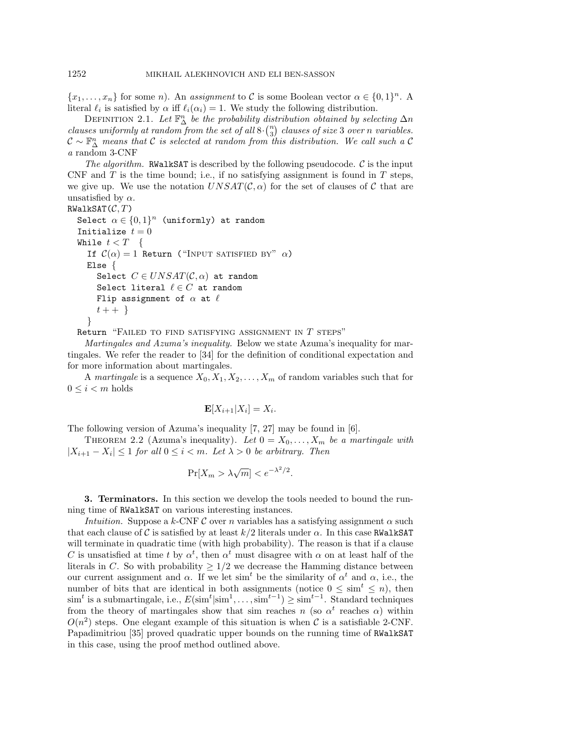$\{x_1, \ldots, x_n\}$ for some $n$). An *assignment* to $\mathcal{C}$ is some Boolean vector $\alpha \in \{0,1\}^n$. A literal $\ell_i$ is satisfied by $\alpha$ iff $\ell_i(\alpha_i) = 1$. We study the following distribution.

DEFINITION 2.1. *Let $\mathbb{F}^n_\Delta$ be the probability distribution obtained by selecting $\Delta n$ clauses uniformly at random from the set of all $8 \cdot \binom{n}{3}$ clauses of size 3 over $n$ variables. $\mathcal{C} \sim \mathbb{F}^n_\Delta$ means that $\mathcal{C}$ is selected at random from this distribution. We call such a $\mathcal{C}$ a* random 3-CNF

*The algorithm.* RWalkSAT is described by the following pseudocode. $\mathcal{C}$ is the input CNF and $T$ is the time bound; i.e., if no satisfying assignment is found in $T$ steps, we give up. We use the notation $UNSAT(\mathcal{C}, \alpha)$ for the set of clauses of $\mathcal{C}$ that are unsatisfied by $\alpha$.

```
RWalkSAT(C, T)
  Select α ∈ {0,1}^n (uniformly) at random
  Initialize t = 0
  While t < T  {
    If C(α) = 1 Return ("INPUT SATISFIED BY" α)
    Else {
      Select C ∈ UNSAT(C, α) at random
      Select literal ℓ ∈ C at random
      Flip assignment of α at ℓ
      t++ }
  }
  Return "FAILED TO FIND SATISFYING ASSIGNMENT IN T STEPS"
```

*Martingales and Azuma's inequality.* Below we state Azuma's inequality for martingales. We refer the reader to [34] for the definition of conditional expectation and for more information about martingales.

A *martingale* is a sequence $X_0, X_1, X_2, \ldots, X_m$ of random variables such that for $0 \le i < m$ holds

$$\mathbf{E}[X_{i+1} | X_i] = X_i.$$

The following version of Azuma's inequality [7, 27] may be found in [6].

THEOREM 2.2 (Azuma's inequality). *Let $0 = X_0, \ldots, X_m$ be a martingale with $|X_{i+1} - X_i| \le 1$ for all $0 \le i < m$. Let $\lambda > 0$ be arbitrary. Then*

$$\Pr[X_m > \lambda\sqrt{m}] < e^{-\lambda^2/2}.$$

## 3. Terminators.

In this section we develop the tools needed to bound the running time of RWalkSAT on various interesting instances.

*Intuition.* Suppose a $k$-CNF $\mathcal{C}$ over $n$ variables has a satisfying assignment $\alpha$ such that each clause of $\mathcal{C}$ is satisfied by at least $k/2$ literals under $\alpha$. In this case RWalkSAT will terminate in quadratic time (with high probability). The reason is that if a clause $C$ is unsatisfied at time $t$ by $\alpha^t$, then $\alpha^t$ must disagree with $\alpha$ on at least half of the literals in $C$. So with probability $\ge 1/2$ we decrease the Hamming distance between our current assignment and $\alpha$. If we let $\text{sim}^t$ be the similarity of $\alpha^t$ and $\alpha$, i.e., the number of bits that are identical in both assignments (notice $0 \le \text{sim}^t \le n$), then $\text{sim}^t$ is a submartingale, i.e., $E(\text{sim}^t | \text{sim}^1, \ldots, \text{sim}^{t-1}) \ge \text{sim}^{t-1}$. Standard techniques from the theory of martingales show that sim reaches $n$ (so $\alpha^t$ reaches $\alpha$) within $O(n^2)$ steps. One elegant example of this situation is when $\mathcal{C}$ is a satisfiable 2-CNF. Papadimitriou [35] proved quadratic upper bounds on the running time of RWalkSAT in this case, using the proof method outlined above.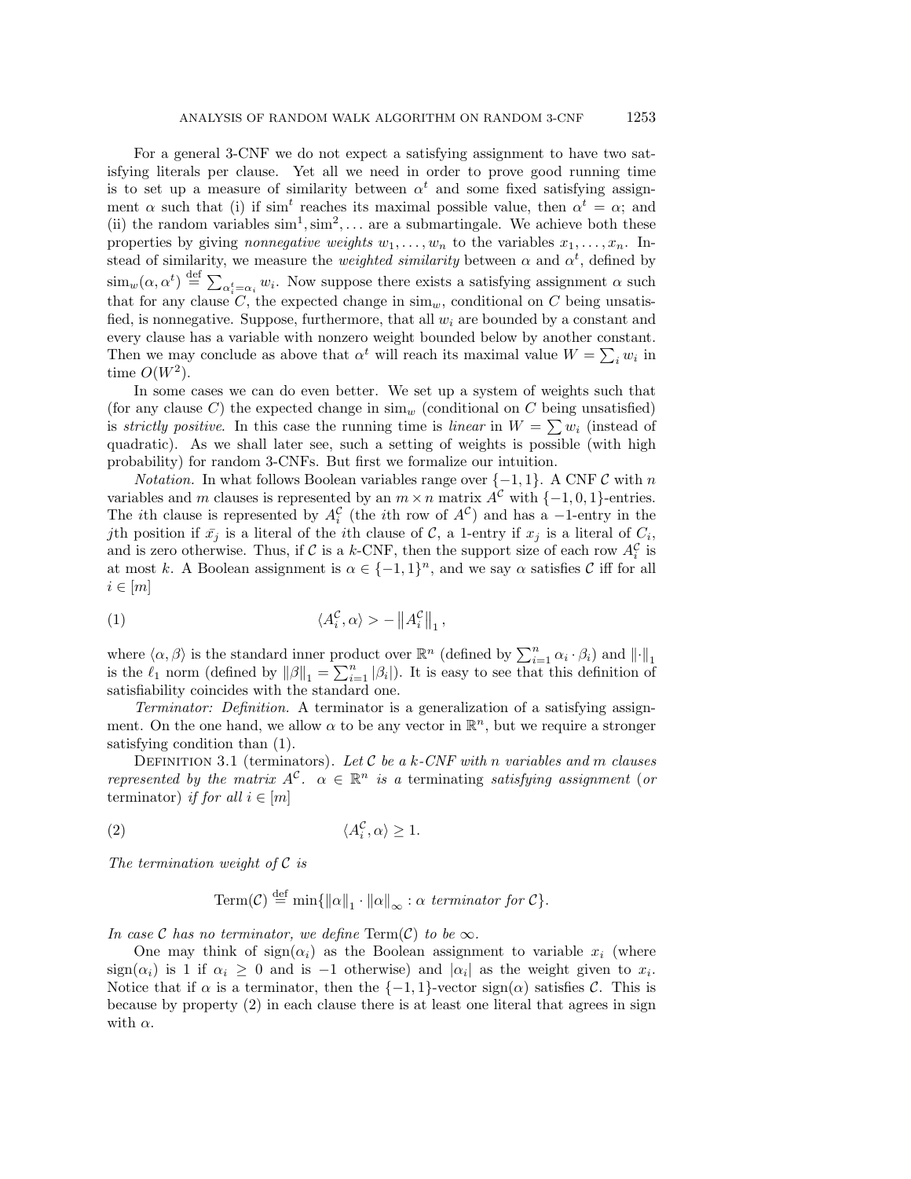For a general 3-CNF we do not expect a satisfying assignment to have two satisfying literals per clause. Yet all we need in order to prove good running time is to set up a measure of similarity between $\alpha^t$ and some fixed satisfying assignment $\alpha$ such that (i) if $\mathrm{sim}^t$ reaches its maximal possible value, then $\alpha^t = \alpha$; and (ii) the random variables $\mathrm{sim}^1, \mathrm{sim}^2, \ldots$ are a submartingale. We achieve both these properties by giving *nonnegative weights* $w_1, \ldots, w_n$ to the variables $x_1, \ldots, x_n$. Instead of similarity, we measure the *weighted similarity* between $\alpha$ and $\alpha^t$, defined by $\mathrm{sim}_w(\alpha, \alpha^t) \stackrel{\text{def}}{=} \sum_{\alpha_i^t = \alpha_i} w_i$. Now suppose there exists a satisfying assignment $\alpha$ such that for any clause $C$, the expected change in $\mathrm{sim}_w$, conditional on $C$ being unsatisfied, is nonnegative. Suppose, furthermore, that all $w_i$ are bounded by a constant and every clause has a variable with nonzero weight bounded below by another constant. Then we may conclude as above that $\alpha^t$ will reach its maximal value $W = \sum_i w_i$ in time $O(W^2)$.

In some cases we can do even better. We set up a system of weights such that (for any clause $C$) the expected change in $\mathrm{sim}_w$ (conditional on $C$ being unsatisfied) is *strictly positive*. In this case the running time is *linear* in $W = \sum w_i$ (instead of quadratic). As we shall later see, such a setting of weights is possible (with high probability) for random 3-CNFs. But first we formalize our intuition.

*Notation.* In what follows Boolean variables range over $\{-1, 1\}$. A CNF $\mathcal{C}$ with $n$ variables and $m$ clauses is represented by an $m \times n$ matrix $A^{\mathcal{C}}$ with $\{-1, 0, 1\}$-entries. The $i$th clause is represented by $A_i^{\mathcal{C}}$ (the $i$th row of $A^{\mathcal{C}}$) and has a $-1$-entry in the $j$th position if $\bar{x_j}$ is a literal of the $i$th clause of $\mathcal{C}$, a 1-entry if $x_j$ is a literal of $C_i$, and is zero otherwise. Thus, if $\mathcal{C}$ is a $k$-CNF, then the support size of each row $A_i^{\mathcal{C}}$ is at most $k$. A Boolean assignment is $\alpha \in \{-1, 1\}^n$, and we say $\alpha$ satisfies $\mathcal{C}$ iff for all $i \in [m]$

$$\langle A_i^{\mathcal{C}}, \alpha \rangle > -\left\| A_i^{\mathcal{C}} \right\|_1, \tag{1}$$

where $\langle \alpha, \beta \rangle$ is the standard inner product over $\mathbb{R}^n$ (defined by $\sum_{i=1}^n \alpha_i \cdot \beta_i$) and $\|\cdot\|_1$ is the $\ell_1$ norm (defined by $\|\beta\|_1 = \sum_{i=1}^n |\beta_i|$). It is easy to see that this definition of satisfiability coincides with the standard one.

*Terminator: Definition.* A terminator is a generalization of a satisfying assignment. On the one hand, we allow $\alpha$ to be any vector in $\mathbb{R}^n$, but we require a stronger satisfying condition than (1).

Definition 3.1 (terminators). *Let $\mathcal{C}$ be a $k$-CNF with $n$ variables and $m$ clauses represented by the matrix $A^{\mathcal{C}}$. $\alpha \in \mathbb{R}^n$ is a* terminating *satisfying assignment* (*or* terminator) *if for all $i \in [m]$*

$$\langle A_i^{\mathcal{C}}, \alpha \rangle \geq 1. \tag{2}$$

*The termination weight of $\mathcal{C}$ is*

$$\mathrm{Term}(\mathcal{C}) \stackrel{\text{def}}{=} \min\{\|\alpha\|_1 \cdot \|\alpha\|_\infty : \alpha \text{ terminator for } \mathcal{C}\}.$$

*In case $\mathcal{C}$ has no terminator, we define $\mathrm{Term}(\mathcal{C})$ to be $\infty$.*

One may think of $\mathrm{sign}(\alpha_i)$ as the Boolean assignment to variable $x_i$ (where $\mathrm{sign}(\alpha_i)$ is 1 if $\alpha_i \geq 0$ and is $-1$ otherwise) and $|\alpha_i|$ as the weight given to $x_i$. Notice that if $\alpha$ is a terminator, then the $\{-1, 1\}$-vector $\mathrm{sign}(\alpha)$ satisfies $\mathcal{C}$. This is because by property (2) in each clause there is at least one literal that agrees in sign with $\alpha$.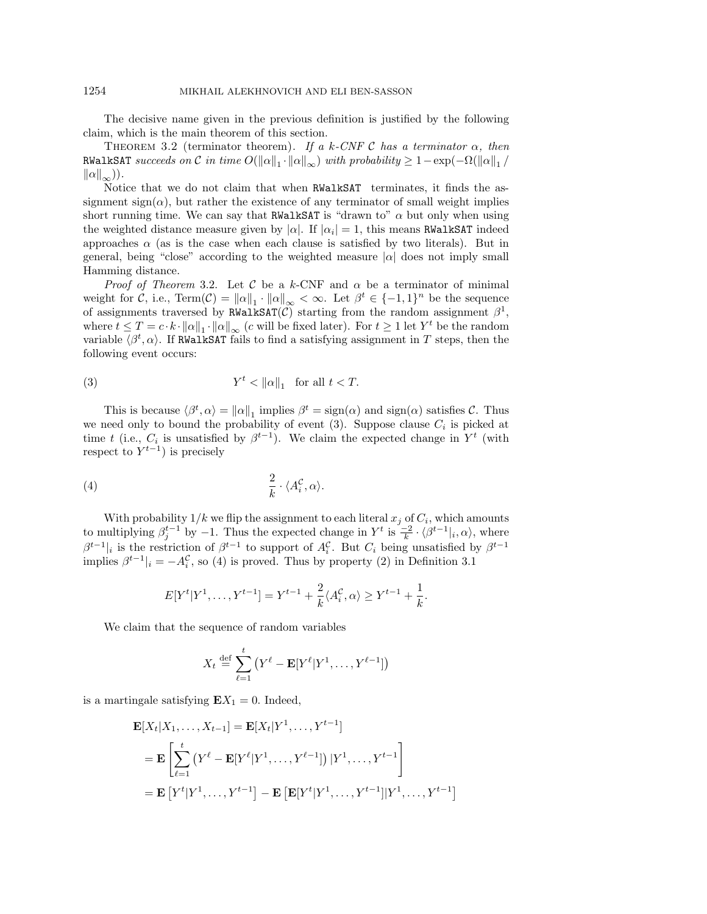The decisive name given in the previous definition is justified by the following claim, which is the main theorem of this section.

Theorem 3.2 (terminator theorem). *If a k-CNF $\mathcal{C}$ has a terminator $\alpha$, then* RWalkSAT *succeeds on $\mathcal{C}$ in time $O(\|\alpha\|_1 \cdot \|\alpha\|_\infty)$ with probability $\geq 1 - \exp(-\Omega(\|\alpha\|_1 / \|\alpha\|_\infty))$.*

Notice that we do not claim that when RWalkSAT terminates, it finds the assignment $\mathrm{sign}(\alpha)$, but rather the existence of any terminator of small weight implies short running time. We can say that RWalkSAT is "drawn to" $\alpha$ but only when using the weighted distance measure given by $|\alpha|$. If $|\alpha_i| = 1$, this means RWalkSAT indeed approaches $\alpha$ (as is the case when each clause is satisfied by two literals). But in general, being "close" according to the weighted measure $|\alpha|$ does not imply small Hamming distance.

*Proof of Theorem* 3.2. Let $\mathcal{C}$ be a $k$-CNF and $\alpha$ be a terminator of minimal weight for $\mathcal{C}$, i.e., $\mathrm{Term}(\mathcal{C}) = \|\alpha\|_1 \cdot \|\alpha\|_\infty < \infty$. Let $\beta^t \in \{-1, 1\}^n$ be the sequence of assignments traversed by RWalkSAT($\mathcal{C}$) starting from the random assignment $\beta^1$, where $t \leq T = c \cdot k \cdot \|\alpha\|_1 \cdot \|\alpha\|_\infty$ ($c$ will be fixed later). For $t \geq 1$ let $Y^t$ be the random variable $\langle \beta^t, \alpha \rangle$. If RWalkSAT fails to find a satisfying assignment in $T$ steps, then the following event occurs:

$$Y^t < \|\alpha\|_1 \quad \text{for all } t < T. \tag{3}$$

This is because $\langle \beta^t, \alpha \rangle = \|\alpha\|_1$ implies $\beta^t = \mathrm{sign}(\alpha)$ and $\mathrm{sign}(\alpha)$ satisfies $\mathcal{C}$. Thus we need only to bound the probability of event (3). Suppose clause $C_i$ is picked at time $t$ (i.e., $C_i$ is unsatisfied by $\beta^{t-1}$). We claim the expected change in $Y^t$ (with respect to $Y^{t-1}$) is precisely

$$\frac{2}{k} \cdot \langle A_i^{\mathcal{C}}, \alpha \rangle. \tag{4}$$

With probability $1/k$ we flip the assignment to each literal $x_j$ of $C_i$, which amounts to multiplying $\beta_j^{t-1}$ by $-1$. Thus the expected change in $Y^t$ is $\frac{-2}{k} \cdot \langle \beta^{t-1}|_i, \alpha \rangle$, where $\beta^{t-1}|_i$ is the restriction of $\beta^{t-1}$ to support of $A_i^{\mathcal{C}}$. But $C_i$ being unsatisfied by $\beta^{t-1}$ implies $\beta^{t-1}|_i = -A_i^{\mathcal{C}}$, so (4) is proved. Thus by property (2) in Definition 3.1

$$E[Y^t | Y^1, \ldots, Y^{t-1}] = Y^{t-1} + \frac{2}{k} \langle A_i^{\mathcal{C}}, \alpha \rangle \geq Y^{t-1} + \frac{1}{k}.$$

We claim that the sequence of random variables

$$X_t \stackrel{\text{def}}{=} \sum_{\ell=1}^{t} \left( Y^\ell - \mathbf{E}[Y^\ell | Y^1, \ldots, Y^{\ell-1}] \right)$$

is a martingale satisfying $\mathbf{E}X_1 = 0$. Indeed,

$$\begin{aligned}
\mathbf{E}[X_t | X_1, \ldots, X_{t-1}] &= \mathbf{E}[X_t | Y^1, \ldots, Y^{t-1}] \\
&= \mathbf{E}\left[ \sum_{\ell=1}^{t} \left( Y^\ell - \mathbf{E}[Y^\ell | Y^1, \ldots, Y^{\ell-1}] \right) | Y^1, \ldots, Y^{t-1} \right] \\
&= \mathbf{E}\left[ Y^t | Y^1, \ldots, Y^{t-1} \right] - \mathbf{E}\left[ \mathbf{E}[Y^t | Y^1, \ldots, Y^{t-1}] | Y^1, \ldots, Y^{t-1} \right]
\end{aligned}$$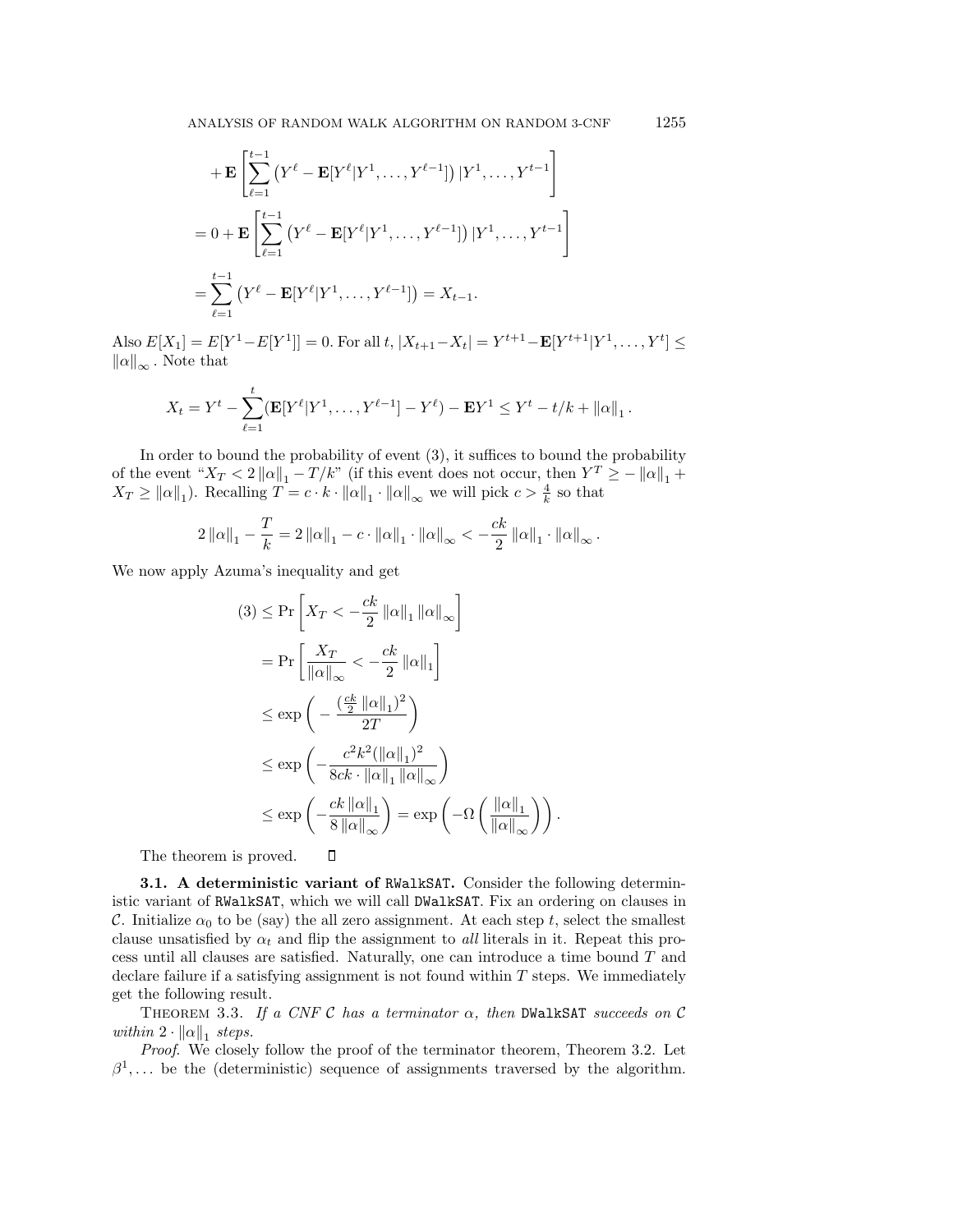$$
\begin{aligned}
&+ \mathbf{E}\left[\sum_{\ell=1}^{t-1}\left(Y^\ell - \mathbf{E}[Y^\ell | Y^1, \dots, Y^{\ell-1}]\right) | Y^1, \dots, Y^{t-1}\right] \\
&= 0 + \mathbf{E}\left[\sum_{\ell=1}^{t-1}\left(Y^\ell - \mathbf{E}[Y^\ell | Y^1, \dots, Y^{\ell-1}]\right) | Y^1, \dots, Y^{t-1}\right] \\
&= \sum_{\ell=1}^{t-1}\left(Y^\ell - \mathbf{E}[Y^\ell | Y^1, \dots, Y^{\ell-1}]\right) = X_{t-1}.
\end{aligned}
$$

Also $E[X_1] = E[Y^1 - E[Y^1]] = 0$. For all $t$, $|X_{t+1} - X_t| = Y^{t+1} - \mathbf{E}[Y^{t+1} | Y^1, \dots, Y^t] \leq \|\alpha\|_\infty$. Note that

$$
X_t = Y^t - \sum_{\ell=1}^{t}(\mathbf{E}[Y^\ell | Y^1, \dots, Y^{\ell-1}] - Y^\ell) - \mathbf{E}Y^1 \leq Y^t - t/k + \|\alpha\|_1.
$$

In order to bound the probability of event (3), it suffices to bound the probability of the event "$X_T < 2\|\alpha\|_1 - T/k$" (if this event does not occur, then $Y^T \geq -\|\alpha\|_1 + X_T \geq \|\alpha\|_1$). Recalling $T = c \cdot k \cdot \|\alpha\|_1 \cdot \|\alpha\|_\infty$ we will pick $c > \frac{4}{k}$ so that

$$
2\|\alpha\|_1 - \frac{T}{k} = 2\|\alpha\|_1 - c \cdot \|\alpha\|_1 \cdot \|\alpha\|_\infty < -\frac{ck}{2}\|\alpha\|_1 \cdot \|\alpha\|_\infty.
$$

We now apply Azuma's inequality and get

$$
\begin{aligned}
(3) &\leq \Pr\left[X_T < -\frac{ck}{2}\|\alpha\|_1 \|\alpha\|_\infty\right] \\
&= \Pr\left[\frac{X_T}{\|\alpha\|_\infty} < -\frac{ck}{2}\|\alpha\|_1\right] \\
&\leq \exp\left(-\frac{(\frac{ck}{2}\|\alpha\|_1)^2}{2T}\right) \\
&\leq \exp\left(-\frac{c^2k^2(\|\alpha\|_1)^2}{8ck \cdot \|\alpha\|_1 \|\alpha\|_\infty}\right) \\
&\leq \exp\left(-\frac{ck\|\alpha\|_1}{8\|\alpha\|_\infty}\right) = \exp\left(-\Omega\left(\frac{\|\alpha\|_1}{\|\alpha\|_\infty}\right)\right).
\end{aligned}
$$

The theorem is proved. ∎

**3.1. A deterministic variant of `RWalkSAT`.** Consider the following deterministic variant of `RWalkSAT`, which we will call `DWalkSAT`. Fix an ordering on clauses in $\mathcal{C}$. Initialize $\alpha_0$ to be (say) the all zero assignment. At each step $t$, select the smallest clause unsatisfied by $\alpha_t$ and flip the assignment to *all* literals in it. Repeat this process until all clauses are satisfied. Naturally, one can introduce a time bound $T$ and declare failure if a satisfying assignment is not found within $T$ steps. We immediately get the following result.

THEOREM 3.3. *If a CNF $\mathcal{C}$ has a terminator $\alpha$, then* `DWalkSAT` *succeeds on $\mathcal{C}$ within $2 \cdot \|\alpha\|_1$ steps.*

*Proof.* We closely follow the proof of the terminator theorem, Theorem 3.2. Let $\beta^1, \dots$ be the (deterministic) sequence of assignments traversed by the algorithm.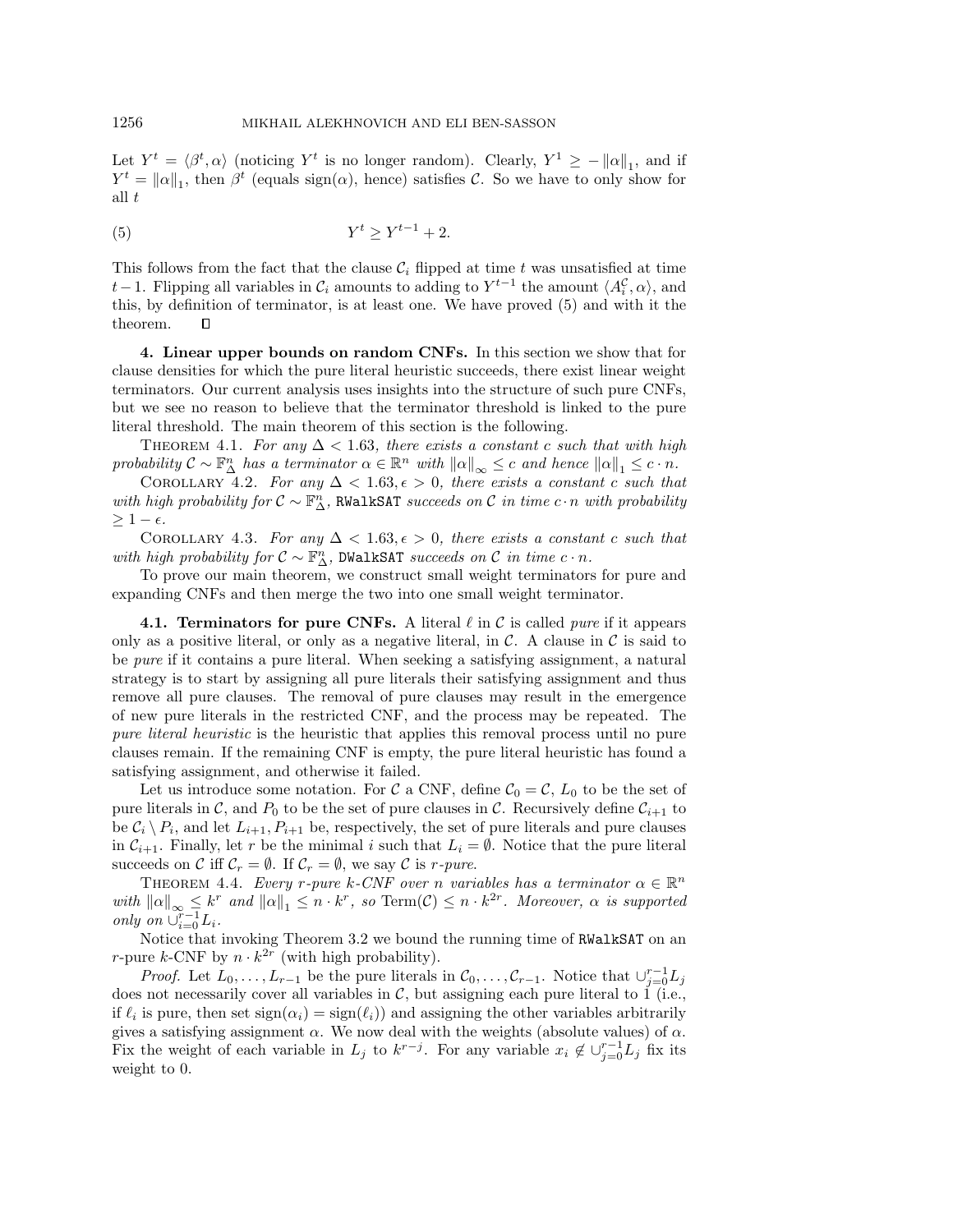Let $Y^t = \langle \beta^t, \alpha \rangle$ (noticing $Y^t$ is no longer random). Clearly, $Y^1 \geq -\|\alpha\|_1$, and if $Y^t = \|\alpha\|_1$, then $\beta^t$ (equals $\text{sign}(\alpha)$, hence) satisfies $\mathcal{C}$. So we have to only show for all $t$

$$Y^t \geq Y^{t-1} + 2. \tag{5}$$

This follows from the fact that the clause $\mathcal{C}_i$ flipped at time $t$ was unsatisfied at time $t-1$. Flipping all variables in $\mathcal{C}_i$ amounts to adding to $Y^{t-1}$ the amount $\langle A_i^{\mathcal{C}}, \alpha \rangle$, and this, by definition of terminator, is at least one. We have proved (5) and with it the theorem. $\square$

## 4. Linear upper bounds on random CNFs.

In this section we show that for clause densities for which the pure literal heuristic succeeds, there exist linear weight terminators. Our current analysis uses insights into the structure of such pure CNFs, but we see no reason to believe that the terminator threshold is linked to the pure literal threshold. The main theorem of this section is the following.

THEOREM 4.1. *For any $\Delta < 1.63$, there exists a constant $c$ such that with high probability $\mathcal{C} \sim \mathbb{F}_\Delta^n$ has a terminator $\alpha \in \mathbb{R}^n$ with $\|\alpha\|_\infty \leq c$ and hence $\|\alpha\|_1 \leq c \cdot n$.*

COROLLARY 4.2. *For any $\Delta < 1.63, \epsilon > 0$, there exists a constant $c$ such that with high probability for $\mathcal{C} \sim \mathbb{F}_\Delta^n$, `RWalkSAT` succeeds on $\mathcal{C}$ in time $c \cdot n$ with probability $\geq 1 - \epsilon$.*

COROLLARY 4.3. *For any $\Delta < 1.63, \epsilon > 0$, there exists a constant $c$ such that with high probability for $\mathcal{C} \sim \mathbb{F}_\Delta^n$, `DWalkSAT` succeeds on $\mathcal{C}$ in time $c \cdot n$.*

To prove our main theorem, we construct small weight terminators for pure and expanding CNFs and then merge the two into one small weight terminator.

### 4.1. Terminators for pure CNFs.

A literal $\ell$ in $\mathcal{C}$ is called *pure* if it appears only as a positive literal, or only as a negative literal, in $\mathcal{C}$. A clause in $\mathcal{C}$ is said to be *pure* if it contains a pure literal. When seeking a satisfying assignment, a natural strategy is to start by assigning all pure literals their satisfying assignment and thus remove all pure clauses. The removal of pure clauses may result in the emergence of new pure literals in the restricted CNF, and the process may be repeated. The *pure literal heuristic* is the heuristic that applies this removal process until no pure clauses remain. If the remaining CNF is empty, the pure literal heuristic has found a satisfying assignment, and otherwise it failed.

Let us introduce some notation. For $\mathcal{C}$ a CNF, define $\mathcal{C}_0 = \mathcal{C}$, $L_0$ to be the set of pure literals in $\mathcal{C}$, and $P_0$ to be the set of pure clauses in $\mathcal{C}$. Recursively define $\mathcal{C}_{i+1}$ to be $\mathcal{C}_i \setminus P_i$, and let $L_{i+1}, P_{i+1}$ be, respectively, the set of pure literals and pure clauses in $\mathcal{C}_{i+1}$. Finally, let $r$ be the minimal $i$ such that $L_i = \emptyset$. Notice that the pure literal succeeds on $\mathcal{C}$ iff $\mathcal{C}_r = \emptyset$. If $\mathcal{C}_r = \emptyset$, we say $\mathcal{C}$ is *$r$-pure*.

THEOREM 4.4. *Every $r$-pure $k$-CNF over $n$ variables has a terminator $\alpha \in \mathbb{R}^n$ with $\|\alpha\|_\infty \leq k^r$ and $\|\alpha\|_1 \leq n \cdot k^r$, so $\text{Term}(\mathcal{C}) \leq n \cdot k^{2r}$. Moreover, $\alpha$ is supported only on $\cup_{i=0}^{r-1} L_i$.*

Notice that invoking Theorem 3.2 we bound the running time of `RWalkSAT` on an $r$-pure $k$-CNF by $n \cdot k^{2r}$ (with high probability).

*Proof.* Let $L_0, \ldots, L_{r-1}$ be the pure literals in $\mathcal{C}_0, \ldots, \mathcal{C}_{r-1}$. Notice that $\cup_{j=0}^{r-1} L_j$ does not necessarily cover all variables in $\mathcal{C}$, but assigning each pure literal to 1 (i.e., if $\ell_i$ is pure, then set $\text{sign}(\alpha_i) = \text{sign}(\ell_i)$) and assigning the other variables arbitrarily gives a satisfying assignment $\alpha$. We now deal with the weights (absolute values) of $\alpha$. Fix the weight of each variable in $L_j$ to $k^{r-j}$. For any variable $x_i \notin \cup_{j=0}^{r-1} L_j$ fix its weight to 0.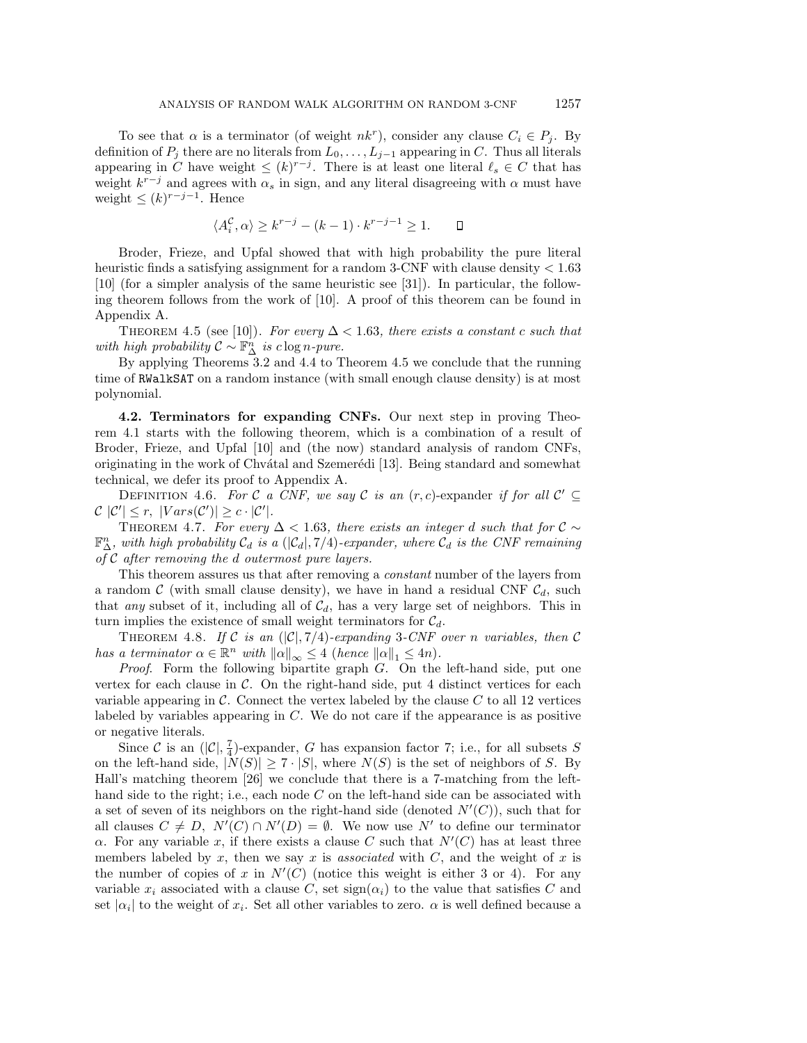To see that $\alpha$ is a terminator (of weight $nk^r$), consider any clause $C_i \in P_j$. By definition of $P_j$ there are no literals from $L_0, \ldots, L_{j-1}$ appearing in $C$. Thus all literals appearing in $C$ have weight $\leq (k)^{r-j}$. There is at least one literal $\ell_s \in C$ that has weight $k^{r-j}$ and agrees with $\alpha_s$ in sign, and any literal disagreeing with $\alpha$ must have weight $\leq (k)^{r-j-1}$. Hence

$$\langle A_i^{\mathcal{C}}, \alpha \rangle \geq k^{r-j} - (k-1) \cdot k^{r-j-1} \geq 1. \qquad \square$$

Broder, Frieze, and Upfal showed that with high probability the pure literal heuristic finds a satisfying assignment for a random 3-CNF with clause density $< 1.63$ [10] (for a simpler analysis of the same heuristic see [31]). In particular, the following theorem follows from the work of [10]. A proof of this theorem can be found in Appendix A.

THEOREM 4.5 (see [10]). *For every $\Delta < 1.63$, there exists a constant $c$ such that with high probability $\mathcal{C} \sim \mathbb{F}_{\Delta}^{n}$ is $c \log n$-pure.*

By applying Theorems 3.2 and 4.4 to Theorem 4.5 we conclude that the running time of `RWalkSAT` on a random instance (with small enough clause density) is at most polynomial.

**4.2. Terminators for expanding CNFs.** Our next step in proving Theorem 4.1 starts with the following theorem, which is a combination of a result of Broder, Frieze, and Upfal [10] and (the now) standard analysis of random CNFs, originating in the work of Chvátal and Szemerédi [13]. Being standard and somewhat technical, we defer its proof to Appendix A.

DEFINITION 4.6. *For $\mathcal{C}$ a CNF, we say $\mathcal{C}$ is an $(r, c)$-expander if for all $\mathcal{C}' \subseteq \mathcal{C}$ $|\mathcal{C}'| \leq r$, $|Vars(\mathcal{C}')| \geq c \cdot |\mathcal{C}'|$.*

THEOREM 4.7. *For every $\Delta < 1.63$, there exists an integer $d$ such that for $\mathcal{C} \sim \mathbb{F}_{\Delta}^{n}$, with high probability $\mathcal{C}_d$ is a $(|\mathcal{C}_d|, 7/4)$-expander, where $\mathcal{C}_d$ is the CNF remaining of $\mathcal{C}$ after removing the $d$ outermost pure layers.*

This theorem assures us that after removing a *constant* number of the layers from a random $\mathcal{C}$ (with small clause density), we have in hand a residual CNF $\mathcal{C}_d$, such that *any* subset of it, including all of $\mathcal{C}_d$, has a very large set of neighbors. This in turn implies the existence of small weight terminators for $\mathcal{C}_d$.

THEOREM 4.8. *If $\mathcal{C}$ is an $(|\mathcal{C}|, 7/4)$-expanding 3-CNF over $n$ variables, then $\mathcal{C}$ has a terminator $\alpha \in \mathbb{R}^n$ with $\|\alpha\|_\infty \leq 4$ (hence $\|\alpha\|_1 \leq 4n$).*

*Proof.* Form the following bipartite graph $G$. On the left-hand side, put one vertex for each clause in $\mathcal{C}$. On the right-hand side, put 4 distinct vertices for each variable appearing in $\mathcal{C}$. Connect the vertex labeled by the clause $C$ to all 12 vertices labeled by variables appearing in $C$. We do not care if the appearance is as positive or negative literals.

Since $\mathcal{C}$ is an $(|\mathcal{C}|, \frac{7}{4})$-expander, $G$ has expansion factor 7; i.e., for all subsets $S$ on the left-hand side, $|N(S)| \geq 7 \cdot |S|$, where $N(S)$ is the set of neighbors of $S$. By Hall's matching theorem [26] we conclude that there is a 7-matching from the left-hand side to the right; i.e., each node $C$ on the left-hand side can be associated with a set of seven of its neighbors on the right-hand side (denoted $N'(C)$), such that for all clauses $C \neq D$, $N'(C) \cap N'(D) = \emptyset$. We now use $N'$ to define our terminator $\alpha$. For any variable $x$, if there exists a clause $C$ such that $N'(C)$ has at least three members labeled by $x$, then we say $x$ is *associated* with $C$, and the weight of $x$ is the number of copies of $x$ in $N'(C)$ (notice this weight is either 3 or 4). For any variable $x_i$ associated with a clause $C$, set $\text{sign}(\alpha_i)$ to the value that satisfies $C$ and set $|\alpha_i|$ to the weight of $x_i$. Set all other variables to zero. $\alpha$ is well defined because a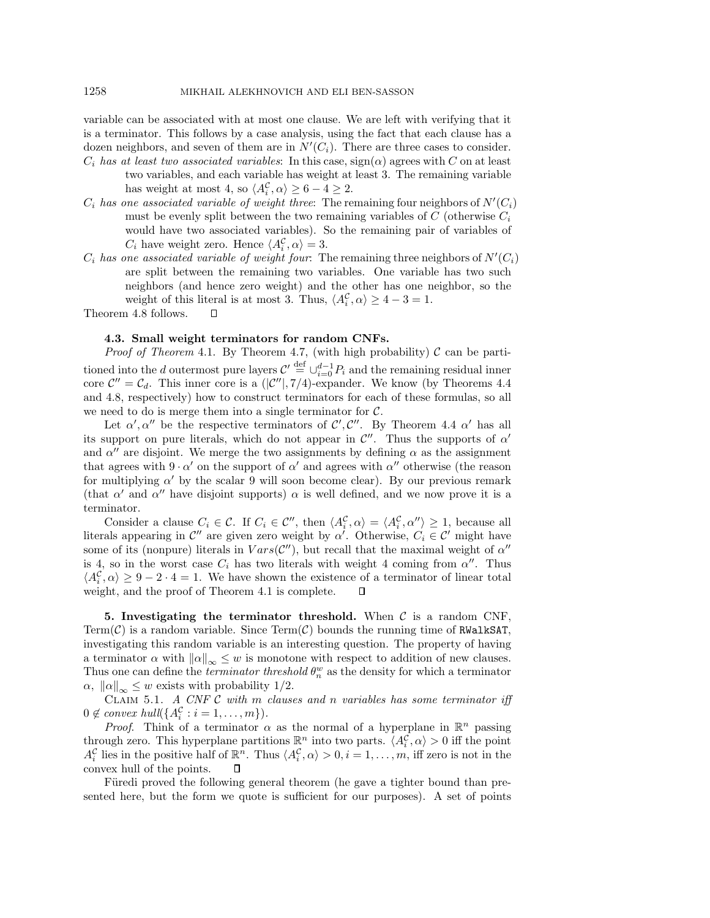variable can be associated with at most one clause. We are left with verifying that it is a terminator. This follows by a case analysis, using the fact that each clause has a dozen neighbors, and seven of them are in $N'(C_i)$. There are three cases to consider.

*$C_i$ has at least two associated variables*: In this case, $\text{sign}(\alpha)$ agrees with $C$ on at least two variables, and each variable has weight at least 3. The remaining variable has weight at most 4, so $\langle A_i^{\mathcal{C}}, \alpha \rangle \geq 6 - 4 \geq 2$.

*$C_i$ has one associated variable of weight three*: The remaining four neighbors of $N'(C_i)$ must be evenly split between the two remaining variables of $C$ (otherwise $C_i$ would have two associated variables). So the remaining pair of variables of $C_i$ have weight zero. Hence $\langle A_i^{\mathcal{C}}, \alpha \rangle = 3$.

*$C_i$ has one associated variable of weight four*: The remaining three neighbors of $N'(C_i)$ are split between the remaining two variables. One variable has two such neighbors (and hence zero weight) and the other has one neighbor, so the weight of this literal is at most 3. Thus, $\langle A_i^{\mathcal{C}}, \alpha \rangle \geq 4 - 3 = 1$.

Theorem 4.8 follows. ◻

**4.3. Small weight terminators for random CNFs.**

*Proof of Theorem* 4.1. By Theorem 4.7, (with high probability) $\mathcal{C}$ can be partitioned into the $d$ outermost pure layers $\mathcal{C}' \stackrel{\text{def}}{=} \cup_{i=0}^{d-1} P_i$ and the remaining residual inner core $\mathcal{C}'' = \mathcal{C}_d$. This inner core is a $(|\mathcal{C}''|, 7/4)$-expander. We know (by Theorems 4.4 and 4.8, respectively) how to construct terminators for each of these formulas, so all we need to do is merge them into a single terminator for $\mathcal{C}$.

Let $\alpha', \alpha''$ be the respective terminators of $\mathcal{C}', \mathcal{C}''$. By Theorem 4.4 $\alpha'$ has all its support on pure literals, which do not appear in $\mathcal{C}''$. Thus the supports of $\alpha'$ and $\alpha''$ are disjoint. We merge the two assignments by defining $\alpha$ as the assignment that agrees with $9 \cdot \alpha'$ on the support of $\alpha'$ and agrees with $\alpha''$ otherwise (the reason for multiplying $\alpha'$ by the scalar 9 will soon become clear). By our previous remark (that $\alpha'$ and $\alpha''$ have disjoint supports) $\alpha$ is well defined, and we now prove it is a terminator.

Consider a clause $C_i \in \mathcal{C}$. If $C_i \in \mathcal{C}''$, then $\langle A_i^{\mathcal{C}}, \alpha \rangle = \langle A_i^{\mathcal{C}}, \alpha'' \rangle \geq 1$, because all literals appearing in $\mathcal{C}''$ are given zero weight by $\alpha'$. Otherwise, $C_i \in \mathcal{C}'$ might have some of its (nonpure) literals in $Vars(\mathcal{C}'')$, but recall that the maximal weight of $\alpha''$ is 4, so in the worst case $C_i$ has two literals with weight 4 coming from $\alpha''$. Thus $\langle A_i^{\mathcal{C}}, \alpha \rangle \geq 9 - 2 \cdot 4 = 1$. We have shown the existence of a terminator of linear total weight, and the proof of Theorem 4.1 is complete. ◻

**5. Investigating the terminator threshold.** When $\mathcal{C}$ is a random CNF, $\text{Term}(\mathcal{C})$ is a random variable. Since $\text{Term}(\mathcal{C})$ bounds the running time of `RWalkSAT`, investigating this random variable is an interesting question. The property of having a terminator $\alpha$ with $\|\alpha\|_\infty \leq w$ is monotone with respect to addition of new clauses. Thus one can define the *terminator threshold* $\theta_n^w$ as the density for which a terminator $\alpha$, $\|\alpha\|_\infty \leq w$ exists with probability 1/2.

Claim 5.1. *A CNF $\mathcal{C}$ with $m$ clauses and $n$ variables has some terminator iff $0 \notin$ convex hull$(\{A_i^{\mathcal{C}} : i = 1, \ldots, m\})$.*

*Proof*. Think of a terminator $\alpha$ as the normal of a hyperplane in $\mathbb{R}^n$ passing through zero. This hyperplane partitions $\mathbb{R}^n$ into two parts. $\langle A_i^{\mathcal{C}}, \alpha \rangle > 0$ iff the point $A_i^{\mathcal{C}}$ lies in the positive half of $\mathbb{R}^n$. Thus $\langle A_i^{\mathcal{C}}, \alpha \rangle > 0, i = 1, \ldots, m$, iff zero is not in the convex hull of the points. ◻

Füredi proved the following general theorem (he gave a tighter bound than presented here, but the form we quote is sufficient for our purposes). A set of points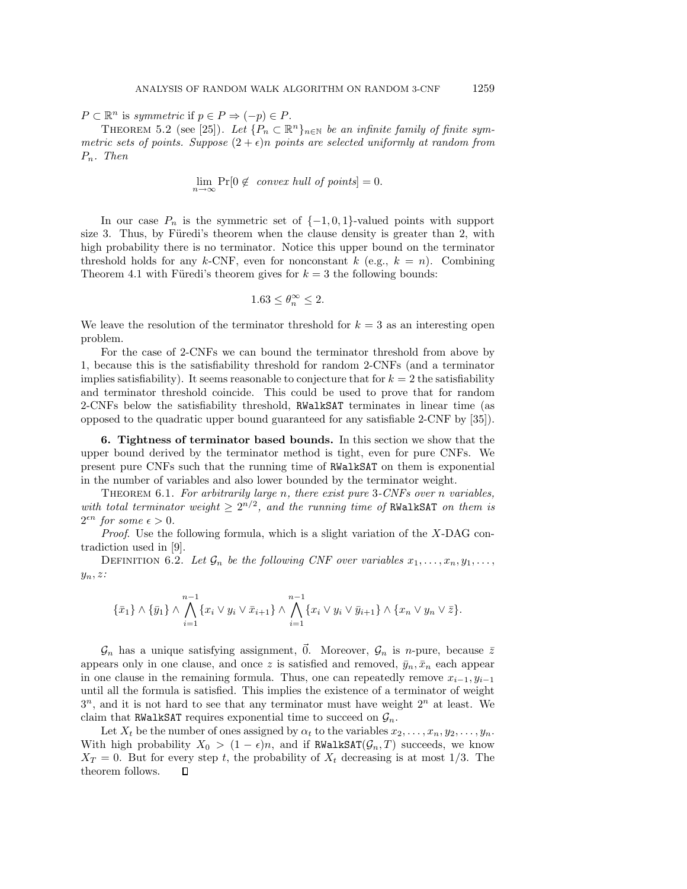$P \subset \mathbb{R}^n$ is *symmetric* if $p \in P \Rightarrow (-p) \in P$.

THEOREM 5.2 (see [25]). *Let $\{P_n \subset \mathbb{R}^n\}_{n \in \mathbb{N}}$ be an infinite family of finite symmetric sets of points. Suppose $(2+\epsilon)n$ points are selected uniformly at random from $P_n$. Then*

$$\lim_{n\to\infty} \Pr[0 \notin \text{ convex hull of points}] = 0.$$

In our case $P_n$ is the symmetric set of $\{-1, 0, 1\}$-valued points with support size 3. Thus, by Füredi's theorem when the clause density is greater than 2, with high probability there is no terminator. Notice this upper bound on the terminator threshold holds for any $k$-CNF, even for nonconstant $k$ (e.g., $k = n$). Combining Theorem 4.1 with Füredi's theorem gives for $k = 3$ the following bounds:

$$1.63 \le \theta_n^\infty \le 2.$$

We leave the resolution of the terminator threshold for $k = 3$ as an interesting open problem.

For the case of 2-CNFs we can bound the terminator threshold from above by 1, because this is the satisfiability threshold for random 2-CNFs (and a terminator implies satisfiability). It seems reasonable to conjecture that for $k = 2$ the satisfiability and terminator threshold coincide. This could be used to prove that for random 2-CNFs below the satisfiability threshold, `RWalkSAT` terminates in linear time (as opposed to the quadratic upper bound guaranteed for any satisfiable 2-CNF by [35]).

## 6. Tightness of terminator based bounds.

In this section we show that the upper bound derived by the terminator method is tight, even for pure CNFs. We present pure CNFs such that the running time of `RWalkSAT` on them is exponential in the number of variables and also lower bounded by the terminator weight.

THEOREM 6.1. *For arbitrarily large $n$, there exist pure 3-CNFs over $n$ variables, with total terminator weight $\ge 2^{n/2}$, and the running time of* `RWalkSAT` *on them is $2^{\epsilon n}$ for some $\epsilon > 0$.*

*Proof.* Use the following formula, which is a slight variation of the $X$-DAG contradiction used in [9].

DEFINITION 6.2. *Let $\mathcal{G}_n$ be the following CNF over variables $x_1, \ldots, x_n, y_1, \ldots, y_n, z$:*

$$\{\bar{x}_1\} \wedge \{\bar{y}_1\} \wedge \bigwedge_{i=1}^{n-1} \{x_i \vee y_i \vee \bar{x}_{i+1}\} \wedge \bigwedge_{i=1}^{n-1} \{x_i \vee y_i \vee \bar{y}_{i+1}\} \wedge \{x_n \vee y_n \vee \bar{z}\}.$$

$\mathcal{G}_n$ has a unique satisfying assignment, $\vec{0}$. Moreover, $\mathcal{G}_n$ is $n$-pure, because $\bar{z}$ appears only in one clause, and once $z$ is satisfied and removed, $\bar{y}_n, \bar{x}_n$ each appear in one clause in the remaining formula. Thus, one can repeatedly remove $x_{i-1}, y_{i-1}$ until all the formula is satisfied. This implies the existence of a terminator of weight $3^n$, and it is not hard to see that any terminator must have weight $2^n$ at least. We claim that `RWalkSAT` requires exponential time to succeed on $\mathcal{G}_n$.

Let $X_t$ be the number of ones assigned by $\alpha_t$ to the variables $x_2, \ldots, x_n, y_2, \ldots, y_n$. With high probability $X_0 > (1-\epsilon)n$, and if `RWalkSAT`$(\mathcal{G}_n, T)$ succeeds, we know $X_T = 0$. But for every step $t$, the probability of $X_t$ decreasing is at most $1/3$. The theorem follows. ∎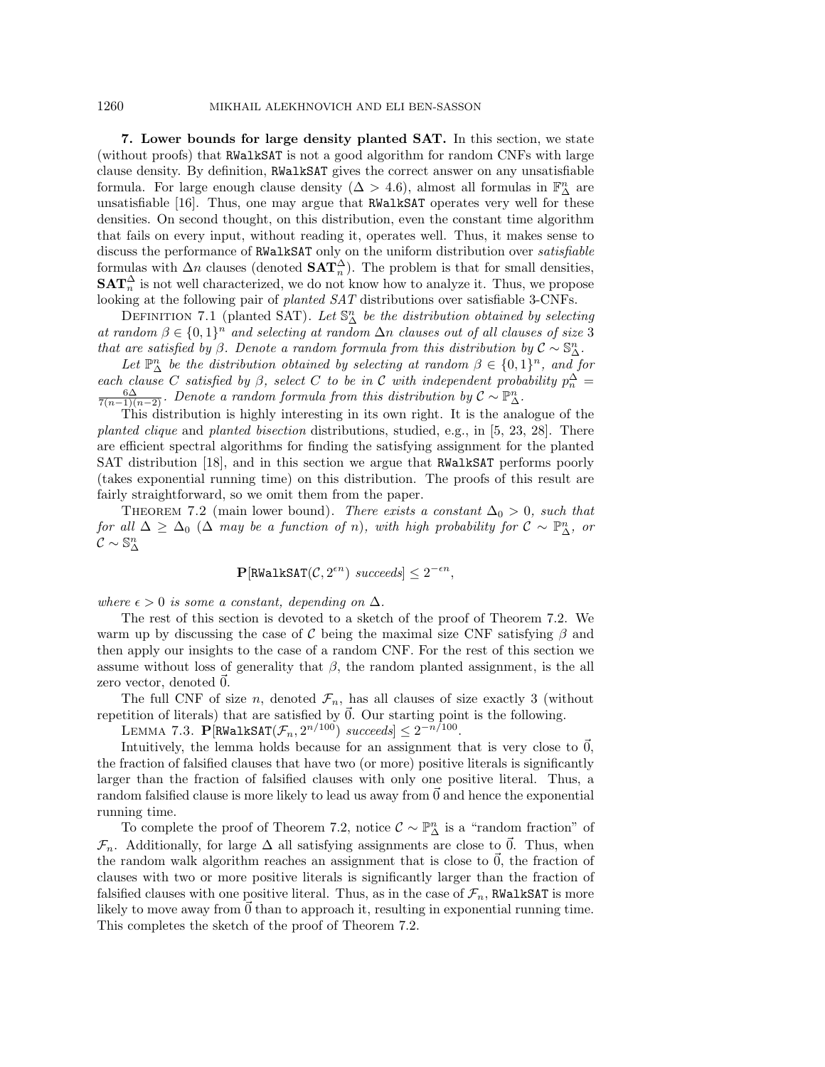## 7. Lower bounds for large density planted SAT.

In this section, we state (without proofs) that `RWalkSAT` is not a good algorithm for random CNFs with large clause density. By definition, `RWalkSAT` gives the correct answer on any unsatisfiable formula. For large enough clause density ($\Delta > 4.6$), almost all formulas in $\mathbb{F}^n_\Delta$ are unsatisfiable [16]. Thus, one may argue that `RWalkSAT` operates very well for these densities. On second thought, on this distribution, even the constant time algorithm that fails on every input, without reading it, operates well. Thus, it makes sense to discuss the performance of `RWalkSAT` only on the uniform distribution over *satisfiable* formulas with $\Delta n$ clauses (denoted $\mathbf{SAT}^\Delta_n$). The problem is that for small densities, $\mathbf{SAT}^\Delta_n$ is not well characterized, we do not know how to analyze it. Thus, we propose looking at the following pair of *planted SAT* distributions over satisfiable 3-CNFs.

Definition 7.1 (planted SAT). *Let $\mathbb{S}^n_\Delta$ be the distribution obtained by selecting at random $\beta \in \{0,1\}^n$ and selecting at random $\Delta n$ clauses out of all clauses of size 3 that are satisfied by $\beta$. Denote a random formula from this distribution by $\mathcal{C} \sim \mathbb{S}^n_\Delta$.*

*Let $\mathbb{P}^n_\Delta$ be the distribution obtained by selecting at random $\beta \in \{0,1\}^n$, and for each clause $C$ satisfied by $\beta$, select $C$ to be in $\mathcal{C}$ with independent probability $p^\Delta_n = \frac{6\Delta}{7(n-1)(n-2)}$. Denote a random formula from this distribution by $\mathcal{C} \sim \mathbb{P}^n_\Delta$.*

This distribution is highly interesting in its own right. It is the analogue of the *planted clique* and *planted bisection* distributions, studied, e.g., in [5, 23, 28]. There are efficient spectral algorithms for finding the satisfying assignment for the planted SAT distribution [18], and in this section we argue that `RWalkSAT` performs poorly (takes exponential running time) on this distribution. The proofs of this result are fairly straightforward, so we omit them from the paper.

Theorem 7.2 (main lower bound). *There exists a constant $\Delta_0 > 0$, such that for all $\Delta \geq \Delta_0$ ($\Delta$ may be a function of $n$), with high probability for $\mathcal{C} \sim \mathbb{P}^n_\Delta$, or $\mathcal{C} \sim \mathbb{S}^n_\Delta$*

$$\mathbf{P}[\texttt{RWalkSAT}(\mathcal{C}, 2^{\epsilon n}) \text{ succeeds}] \leq 2^{-\epsilon n},$$

*where $\epsilon > 0$ is some a constant, depending on $\Delta$.*

The rest of this section is devoted to a sketch of the proof of Theorem 7.2. We warm up by discussing the case of $\mathcal{C}$ being the maximal size CNF satisfying $\beta$ and then apply our insights to the case of a random CNF. For the rest of this section we assume without loss of generality that $\beta$, the random planted assignment, is the all zero vector, denoted $\vec{0}$.

The full CNF of size $n$, denoted $\mathcal{F}_n$, has all clauses of size exactly 3 (without repetition of literals) that are satisfied by $\vec{0}$. Our starting point is the following.

Lemma 7.3. $\mathbf{P}[\texttt{RWalkSAT}(\mathcal{F}_n, 2^{n/100}) \text{ succeeds}] \leq 2^{-n/100}$.

Intuitively, the lemma holds because for an assignment that is very close to $\vec{0}$, the fraction of falsified clauses that have two (or more) positive literals is significantly larger than the fraction of falsified clauses with only one positive literal. Thus, a random falsified clause is more likely to lead us away from $\vec{0}$ and hence the exponential running time.

To complete the proof of Theorem 7.2, notice $\mathcal{C} \sim \mathbb{P}^n_\Delta$ is a "random fraction" of $\mathcal{F}_n$. Additionally, for large $\Delta$ all satisfying assignments are close to $\vec{0}$. Thus, when the random walk algorithm reaches an assignment that is close to $\vec{0}$, the fraction of clauses with two or more positive literals is significantly larger than the fraction of falsified clauses with one positive literal. Thus, as in the case of $\mathcal{F}_n$, `RWalkSAT` is more likely to move away from $\vec{0}$ than to approach it, resulting in exponential running time. This completes the sketch of the proof of Theorem 7.2.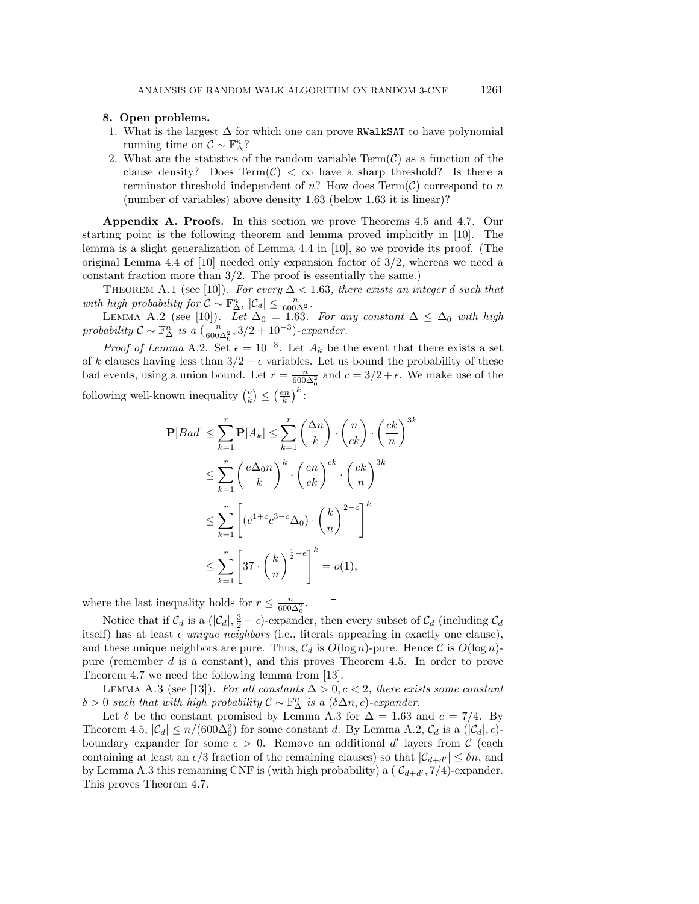## 8. Open problems.

1. What is the largest $\Delta$ for which one can prove RWalkSAT to have polynomial running time on $\mathcal{C} \sim \mathbb{F}_\Delta^n$?
2. What are the statistics of the random variable $\text{Term}(\mathcal{C})$ as a function of the clause density? Does $\text{Term}(\mathcal{C}) < \infty$ have a sharp threshold? Is there a terminator threshold independent of $n$? How does $\text{Term}(\mathcal{C})$ correspond to $n$ (number of variables) above density 1.63 (below 1.63 it is linear)?

**Appendix A. Proofs.** In this section we prove Theorems 4.5 and 4.7. Our starting point is the following theorem and lemma proved implicitly in [10]. The lemma is a slight generalization of Lemma 4.4 in [10], so we provide its proof. (The original Lemma 4.4 of [10] needed only expansion factor of 3/2, whereas we need a constant fraction more than 3/2. The proof is essentially the same.)

THEOREM A.1 (see [10]). *For every $\Delta < 1.63$, there exists an integer $d$ such that with high probability for $\mathcal{C} \sim \mathbb{F}_\Delta^n$, $|\mathcal{C}_d| \leq \frac{n}{600\Delta^2}$.*

LEMMA A.2 (see [10]). *Let $\Delta_0 = 1.63$. For any constant $\Delta \leq \Delta_0$ with high probability $\mathcal{C} \sim \mathbb{F}_\Delta^n$ is a $(\frac{n}{600\Delta_0^2}, 3/2 + 10^{-3})$-expander.*

*Proof of Lemma* A.2. Set $\epsilon = 10^{-3}$. Let $A_k$ be the event that there exists a set of $k$ clauses having less than $3/2 + \epsilon$ variables. Let us bound the probability of these bad events, using a union bound. Let $r = \frac{n}{600\Delta_0^2}$ and $c = 3/2 + \epsilon$. We make use of the following well-known inequality $\binom{n}{k} \leq \left(\frac{en}{k}\right)^k$:

$$\begin{aligned}
\mathbf{P}[Bad] &\leq \sum_{k=1}^{r} \mathbf{P}[A_k] \leq \sum_{k=1}^{r} \binom{\Delta n}{k} \cdot \binom{n}{ck} \cdot \left(\frac{ck}{n}\right)^{3k} \\
&\leq \sum_{k=1}^{r} \left(\frac{e\Delta_0 n}{k}\right)^k \cdot \left(\frac{en}{ck}\right)^{ck} \cdot \left(\frac{ck}{n}\right)^{3k} \\
&\leq \sum_{k=1}^{r} \left[(e^{1+c}c^{3-c}\Delta_0) \cdot \left(\frac{k}{n}\right)^{2-c}\right]^k \\
&\leq \sum_{k=1}^{r} \left[37 \cdot \left(\frac{k}{n}\right)^{\frac{1}{2}-\epsilon}\right]^k = o(1),
\end{aligned}$$

where the last inequality holds for $r \leq \frac{n}{600\Delta_0^2}$. $\square$

Notice that if $\mathcal{C}_d$ is a $(|\mathcal{C}_d|, \frac{3}{2} + \epsilon)$-expander, then every subset of $\mathcal{C}_d$ (including $\mathcal{C}_d$ itself) has at least $\epsilon$ *unique neighbors* (i.e., literals appearing in exactly one clause), and these unique neighbors are pure. Thus, $\mathcal{C}_d$ is $O(\log n)$-pure. Hence $\mathcal{C}$ is $O(\log n)$-pure (remember $d$ is a constant), and this proves Theorem 4.5. In order to prove Theorem 4.7 we need the following lemma from [13].

LEMMA A.3 (see [13]). *For all constants $\Delta > 0, c < 2$, there exists some constant $\delta > 0$ such that with high probability $\mathcal{C} \sim \mathbb{F}_\Delta^n$ is a $(\delta\Delta n, c)$-expander.*

Let $\delta$ be the constant promised by Lemma A.3 for $\Delta = 1.63$ and $c = 7/4$. By Theorem 4.5, $|\mathcal{C}_d| \leq n/(600\Delta_0^2)$ for some constant $d$. By Lemma A.2, $\mathcal{C}_d$ is a $(|\mathcal{C}_d|, \epsilon)$-boundary expander for some $\epsilon > 0$. Remove an additional $d'$ layers from $\mathcal{C}$ (each containing at least an $\epsilon/3$ fraction of the remaining clauses) so that $|\mathcal{C}_{d+d'}| \leq \delta n$, and by Lemma A.3 this remaining CNF is (with high probability) a $(|\mathcal{C}_{d+d'}, 7/4)$-expander. This proves Theorem 4.7.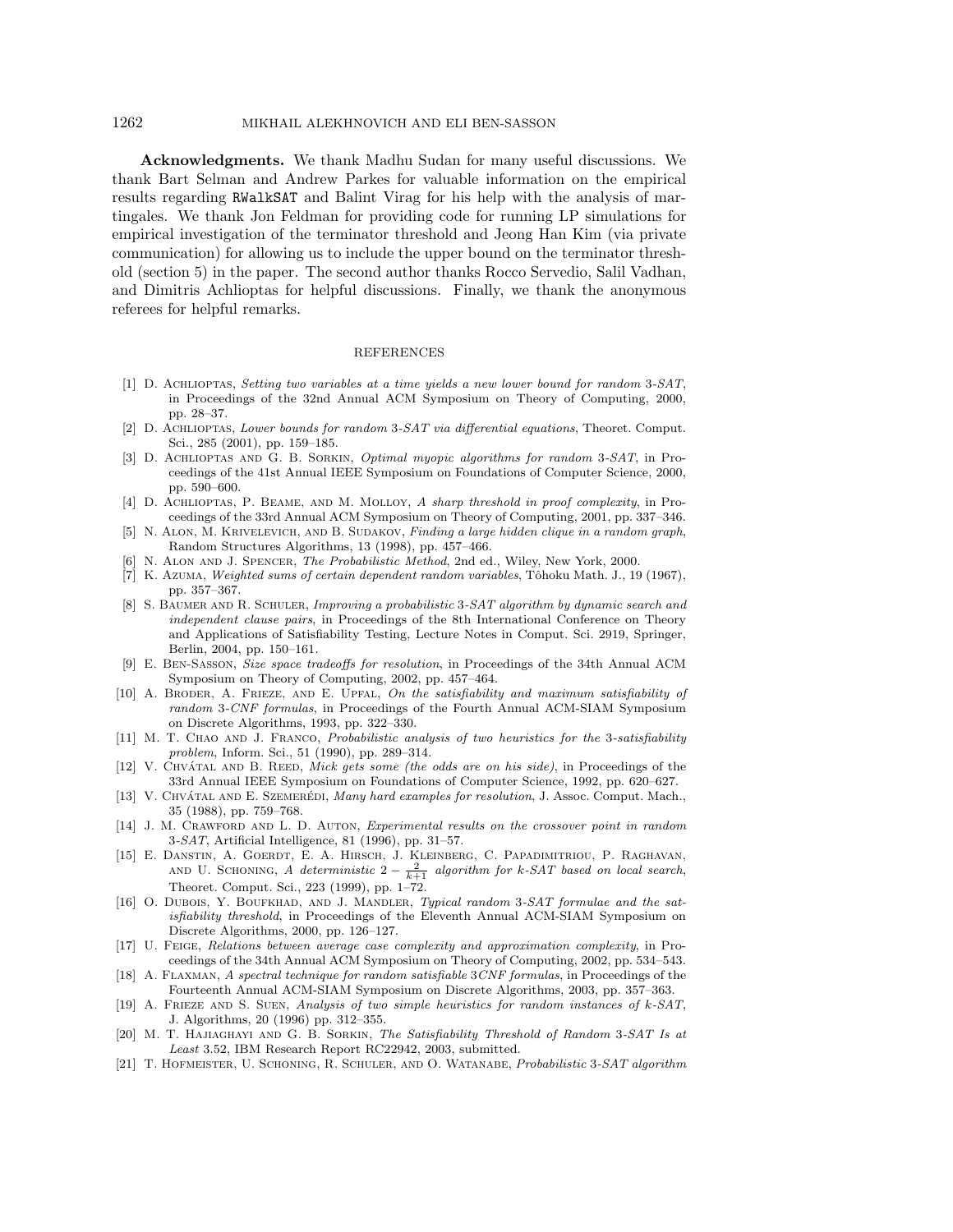**Acknowledgments.** We thank Madhu Sudan for many useful discussions. We thank Bart Selman and Andrew Parkes for valuable information on the empirical results regarding `RWalkSAT` and Balint Virag for his help with the analysis of martingales. We thank Jon Feldman for providing code for running LP simulations for empirical investigation of the terminator threshold and Jeong Han Kim (via private communication) for allowing us to include the upper bound on the terminator threshold (section 5) in the paper. The second author thanks Rocco Servedio, Salil Vadhan, and Dimitris Achlioptas for helpful discussions. Finally, we thank the anonymous referees for helpful remarks.

## REFERENCES

[1] D. Achlioptas, *Setting two variables at a time yields a new lower bound for random 3-SAT*, in Proceedings of the 32nd Annual ACM Symposium on Theory of Computing, 2000, pp. 28–37.

[2] D. Achlioptas, *Lower bounds for random 3-SAT via differential equations*, Theoret. Comput. Sci., 285 (2001), pp. 159–185.

[3] D. Achlioptas and G. B. Sorkin, *Optimal myopic algorithms for random 3-SAT*, in Proceedings of the 41st Annual IEEE Symposium on Foundations of Computer Science, 2000, pp. 590–600.

[4] D. Achlioptas, P. Beame, and M. Molloy, *A sharp threshold in proof complexity*, in Proceedings of the 33rd Annual ACM Symposium on Theory of Computing, 2001, pp. 337–346.

[5] N. Alon, M. Krivelevich, and B. Sudakov, *Finding a large hidden clique in a random graph*, Random Structures Algorithms, 13 (1998), pp. 457–466.

[6] N. Alon and J. Spencer, *The Probabilistic Method*, 2nd ed., Wiley, New York, 2000.

[7] K. Azuma, *Weighted sums of certain dependent random variables*, Tôhoku Math. J., 19 (1967), pp. 357–367.

[8] S. Baumer and R. Schuler, *Improving a probabilistic 3-SAT algorithm by dynamic search and independent clause pairs*, in Proceedings of the 8th International Conference on Theory and Applications of Satisfiability Testing, Lecture Notes in Comput. Sci. 2919, Springer, Berlin, 2004, pp. 150–161.

[9] E. Ben-Sasson, *Size space tradeoffs for resolution*, in Proceedings of the 34th Annual ACM Symposium on Theory of Computing, 2002, pp. 457–464.

[10] A. Broder, A. Frieze, and E. Upfal, *On the satisfiability and maximum satisfiability of random 3-CNF formulas*, in Proceedings of the Fourth Annual ACM-SIAM Symposium on Discrete Algorithms, 1993, pp. 322–330.

[11] M. T. Chao and J. Franco, *Probabilistic analysis of two heuristics for the 3-satisfiability problem*, Inform. Sci., 51 (1990), pp. 289–314.

[12] V. Chvátal and B. Reed, *Mick gets some (the odds are on his side)*, in Proceedings of the 33rd Annual IEEE Symposium on Foundations of Computer Science, 1992, pp. 620–627.

[13] V. Chvátal and E. Szemerédi, *Many hard examples for resolution*, J. Assoc. Comput. Mach., 35 (1988), pp. 759–768.

[14] J. M. Crawford and L. D. Auton, *Experimental results on the crossover point in random 3-SAT*, Artificial Intelligence, 81 (1996), pp. 31–57.

[15] E. Danstin, A. Goerdt, E. A. Hirsch, J. Kleinberg, C. Papadimitriou, P. Raghavan, and U. Schoning, *A deterministic $2 - \frac{2}{k+1}$ algorithm for k-SAT based on local search*, Theoret. Comput. Sci., 223 (1999), pp. 1–72.

[16] O. Dubois, Y. Boufkhad, and J. Mandler, *Typical random 3-SAT formulae and the satisfiability threshold*, in Proceedings of the Eleventh Annual ACM-SIAM Symposium on Discrete Algorithms, 2000, pp. 126–127.

[17] U. Feige, *Relations between average case complexity and approximation complexity*, in Proceedings of the 34th Annual ACM Symposium on Theory of Computing, 2002, pp. 534–543.

[18] A. Flaxman, *A spectral technique for random satisfiable 3CNF formulas*, in Proceedings of the Fourteenth Annual ACM-SIAM Symposium on Discrete Algorithms, 2003, pp. 357–363.

[19] A. Frieze and S. Suen, *Analysis of two simple heuristics for random instances of k-SAT*, J. Algorithms, 20 (1996) pp. 312–355.

[20] M. T. Hajiaghayi and G. B. Sorkin, *The Satisfiability Threshold of Random 3-SAT Is at Least 3.52*, IBM Research Report RC22942, 2003, submitted.

[21] T. Hofmeister, U. Schoning, R. Schuler, and O. Watanabe, *Probabilistic 3-SAT algorithm*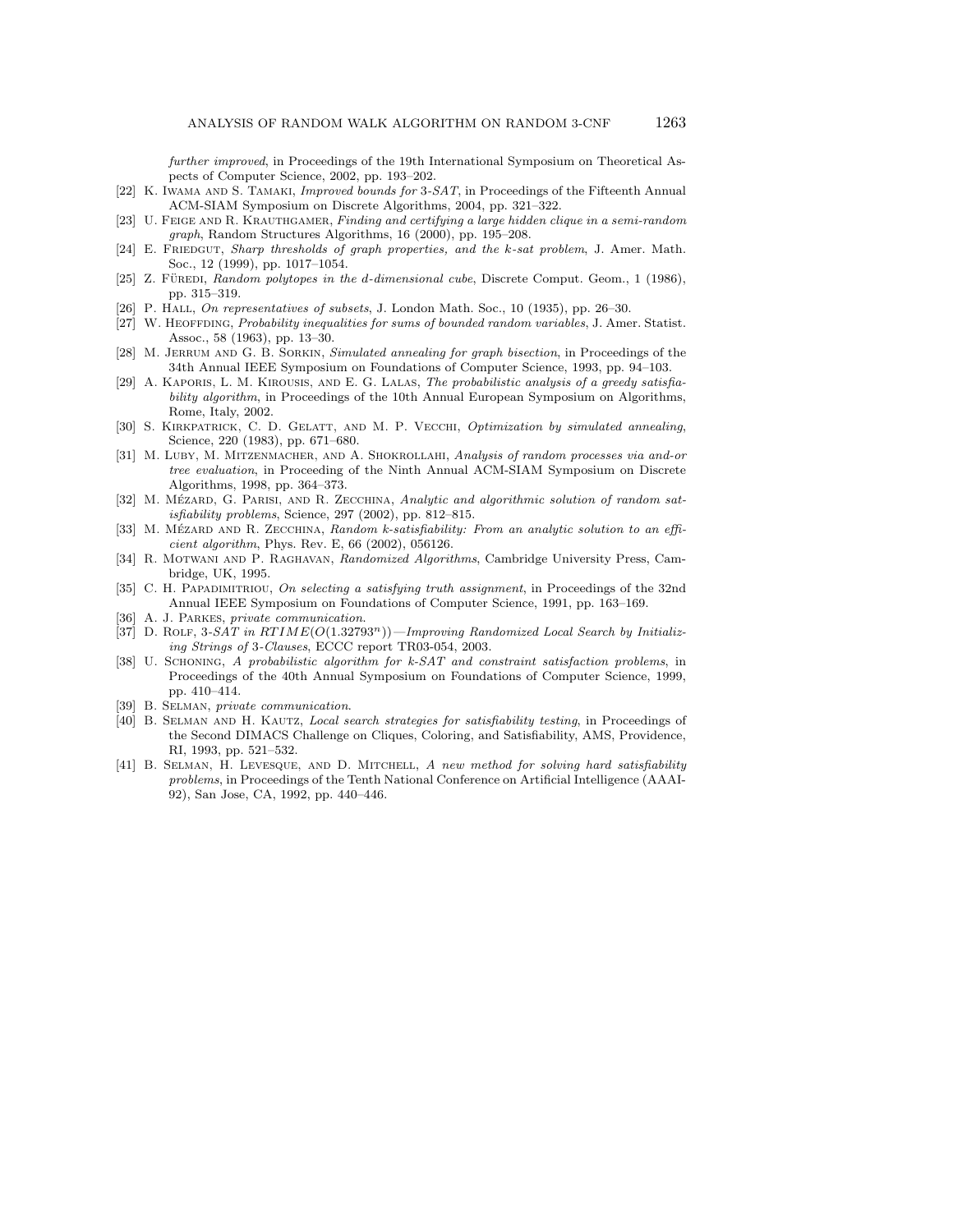*further improved*, in Proceedings of the 19th International Symposium on Theoretical Aspects of Computer Science, 2002, pp. 193–202.

[22] K. Iwama and S. Tamaki, *Improved bounds for 3-SAT*, in Proceedings of the Fifteenth Annual ACM-SIAM Symposium on Discrete Algorithms, 2004, pp. 321–322.

[23] U. Feige and R. Krauthgamer, *Finding and certifying a large hidden clique in a semi-random graph*, Random Structures Algorithms, 16 (2000), pp. 195–208.

[24] E. Friedgut, *Sharp thresholds of graph properties, and the k-sat problem*, J. Amer. Math. Soc., 12 (1999), pp. 1017–1054.

[25] Z. Füredi, *Random polytopes in the d-dimensional cube*, Discrete Comput. Geom., 1 (1986), pp. 315–319.

[26] P. Hall, *On representatives of subsets*, J. London Math. Soc., 10 (1935), pp. 26–30.

[27] W. Heoffding, *Probability inequalities for sums of bounded random variables*, J. Amer. Statist. Assoc., 58 (1963), pp. 13–30.

[28] M. Jerrum and G. B. Sorkin, *Simulated annealing for graph bisection*, in Proceedings of the 34th Annual IEEE Symposium on Foundations of Computer Science, 1993, pp. 94–103.

[29] A. Kaporis, L. M. Kirousis, and E. G. Lalas, *The probabilistic analysis of a greedy satisfiability algorithm*, in Proceedings of the 10th Annual European Symposium on Algorithms, Rome, Italy, 2002.

[30] S. Kirkpatrick, C. D. Gelatt, and M. P. Vecchi, *Optimization by simulated annealing*, Science, 220 (1983), pp. 671–680.

[31] M. Luby, M. Mitzenmacher, and A. Shokrollahi, *Analysis of random processes via and-or tree evaluation*, in Proceeding of the Ninth Annual ACM-SIAM Symposium on Discrete Algorithms, 1998, pp. 364–373.

[32] M. Mézard, G. Parisi, and R. Zecchina, *Analytic and algorithmic solution of random satisfiability problems*, Science, 297 (2002), pp. 812–815.

[33] M. Mézard and R. Zecchina, *Random k-satisfiability: From an analytic solution to an efficient algorithm*, Phys. Rev. E, 66 (2002), 056126.

[34] R. Motwani and P. Raghavan, *Randomized Algorithms*, Cambridge University Press, Cambridge, UK, 1995.

[35] C. H. Papadimitriou, *On selecting a satisfying truth assignment*, in Proceedings of the 32nd Annual IEEE Symposium on Foundations of Computer Science, 1991, pp. 163–169.

[36] A. J. Parkes, *private communication*.

[37] D. Rolf, *3-SAT in $RTIME(O(1.32793^n))$—Improving Randomized Local Search by Initializing Strings of 3-Clauses*, ECCC report TR03-054, 2003.

[38] U. Schoning, *A probabilistic algorithm for k-SAT and constraint satisfaction problems*, in Proceedings of the 40th Annual Symposium on Foundations of Computer Science, 1999, pp. 410–414.

[39] B. Selman, *private communication*.

[40] B. Selman and H. Kautz, *Local search strategies for satisfiability testing*, in Proceedings of the Second DIMACS Challenge on Cliques, Coloring, and Satisfiability, AMS, Providence, RI, 1993, pp. 521–532.

[41] B. Selman, H. Levesque, and D. Mitchell, *A new method for solving hard satisfiability problems*, in Proceedings of the Tenth National Conference on Artificial Intelligence (AAAI-92), San Jose, CA, 1992, pp. 440–446.